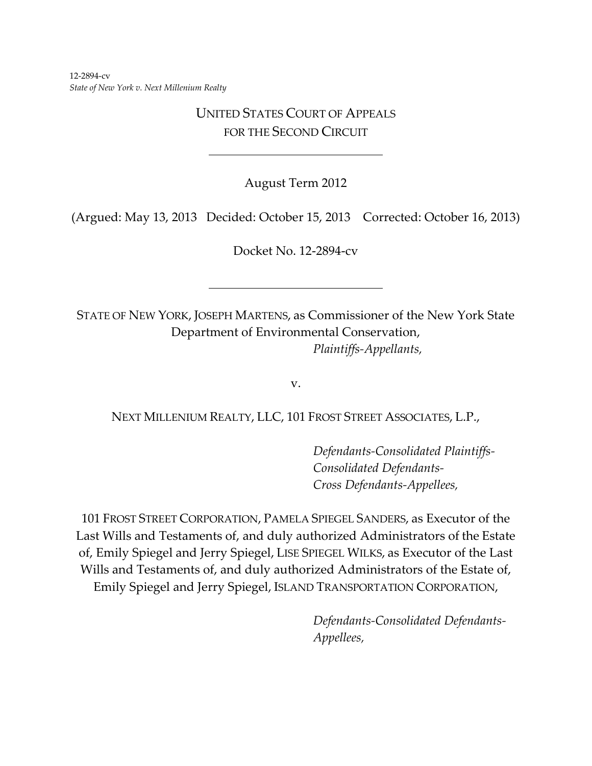12-2894-cv
*State of New York v. Next Millenium Realty*

UNITED STATES COURT OF APPEALS
FOR THE SECOND CIRCUIT

---

August Term 2012

(Argued: May 13, 2013 Decided: October 15, 2013 Corrected: October 16, 2013)

Docket No. 12-2894-cv

---

STATE OF NEW YORK, JOSEPH MARTENS, as Commissioner of the New York State Department of Environmental Conservation,

*Plaintiffs-Appellants,*

v.

NEXT MILLENIUM REALTY, LLC, 101 FROST STREET ASSOCIATES, L.P.,

*Defendants-Consolidated Plaintiffs-Consolidated Defendants-Cross Defendants-Appellees,*

101 FROST STREET CORPORATION, PAMELA SPIEGEL SANDERS, as Executor of the Last Wills and Testaments of, and duly authorized Administrators of the Estate of, Emily Spiegel and Jerry Spiegel, LISE SPIEGEL WILKS, as Executor of the Last Wills and Testaments of, and duly authorized Administrators of the Estate of, Emily Spiegel and Jerry Spiegel, ISLAND TRANSPORTATION CORPORATION,

*Defendants-Consolidated Defendants-Appellees,*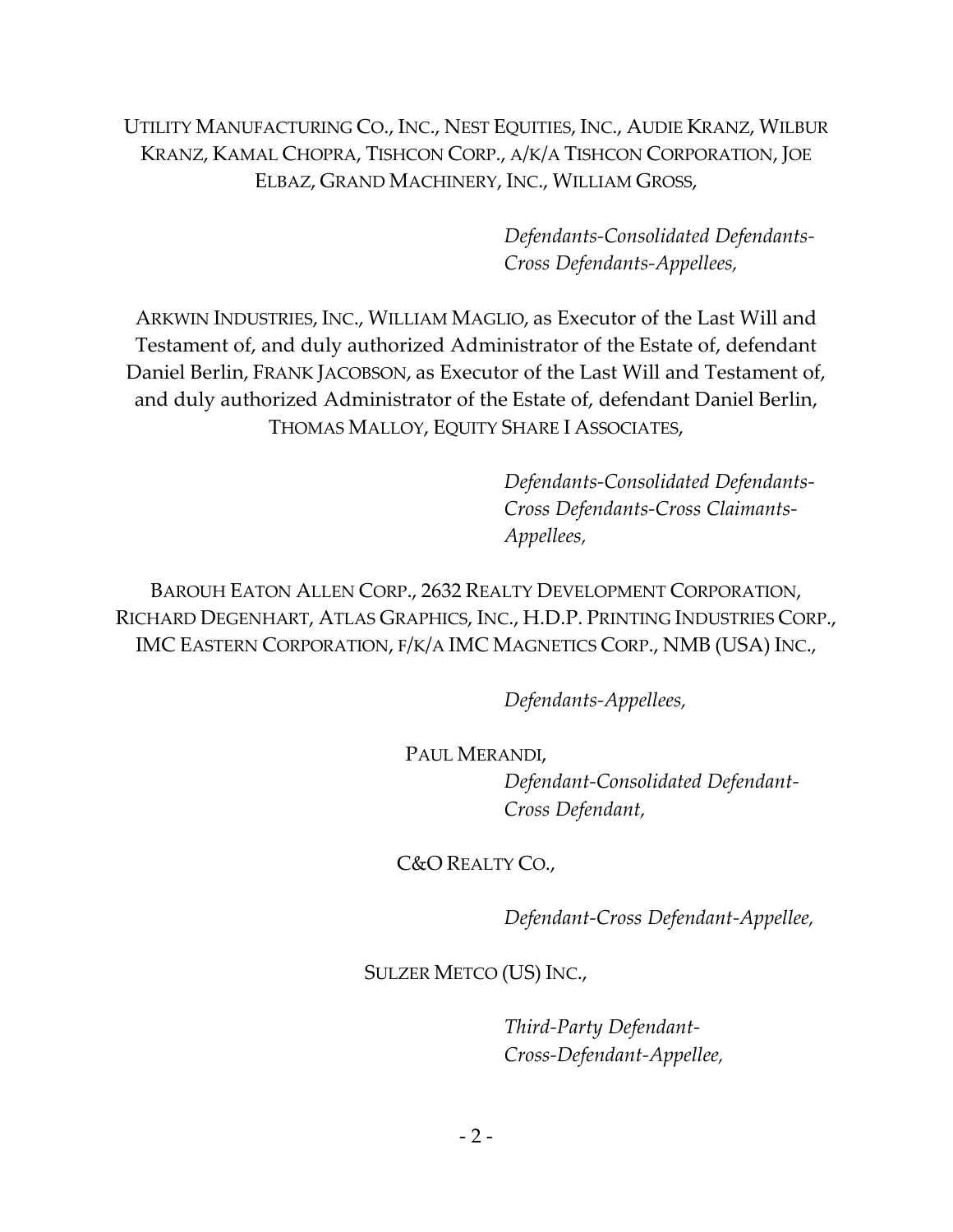UTILITY MANUFACTURING CO., INC., NEST EQUITIES, INC., AUDIE KRANZ, WILBUR KRANZ, KAMAL CHOPRA, TISHCON CORP., A/K/A TISHCON CORPORATION, JOE ELBAZ, GRAND MACHINERY, INC., WILLIAM GROSS,

*Defendants-Consolidated Defendants-Cross Defendants-Appellees,*

ARKWIN INDUSTRIES, INC., WILLIAM MAGLIO, as Executor of the Last Will and Testament of, and duly authorized Administrator of the Estate of, defendant Daniel Berlin, FRANK JACOBSON, as Executor of the Last Will and Testament of, and duly authorized Administrator of the Estate of, defendant Daniel Berlin, THOMAS MALLOY, EQUITY SHARE I ASSOCIATES,

*Defendants-Consolidated Defendants-Cross Defendants-Cross Claimants-Appellees,*

BAROUH EATON ALLEN CORP., 2632 REALTY DEVELOPMENT CORPORATION, RICHARD DEGENHART, ATLAS GRAPHICS, INC., H.D.P. PRINTING INDUSTRIES CORP., IMC EASTERN CORPORATION, F/K/A IMC MAGNETICS CORP., NMB (USA) INC.,

*Defendants-Appellees,*

PAUL MERANDI,

*Defendant-Consolidated Defendant-Cross Defendant,*

C&O REALTY CO.,

*Defendant-Cross Defendant-Appellee,*

SULZER METCO (US) INC.,

*Third-Party Defendant-Cross-Defendant-Appellee,*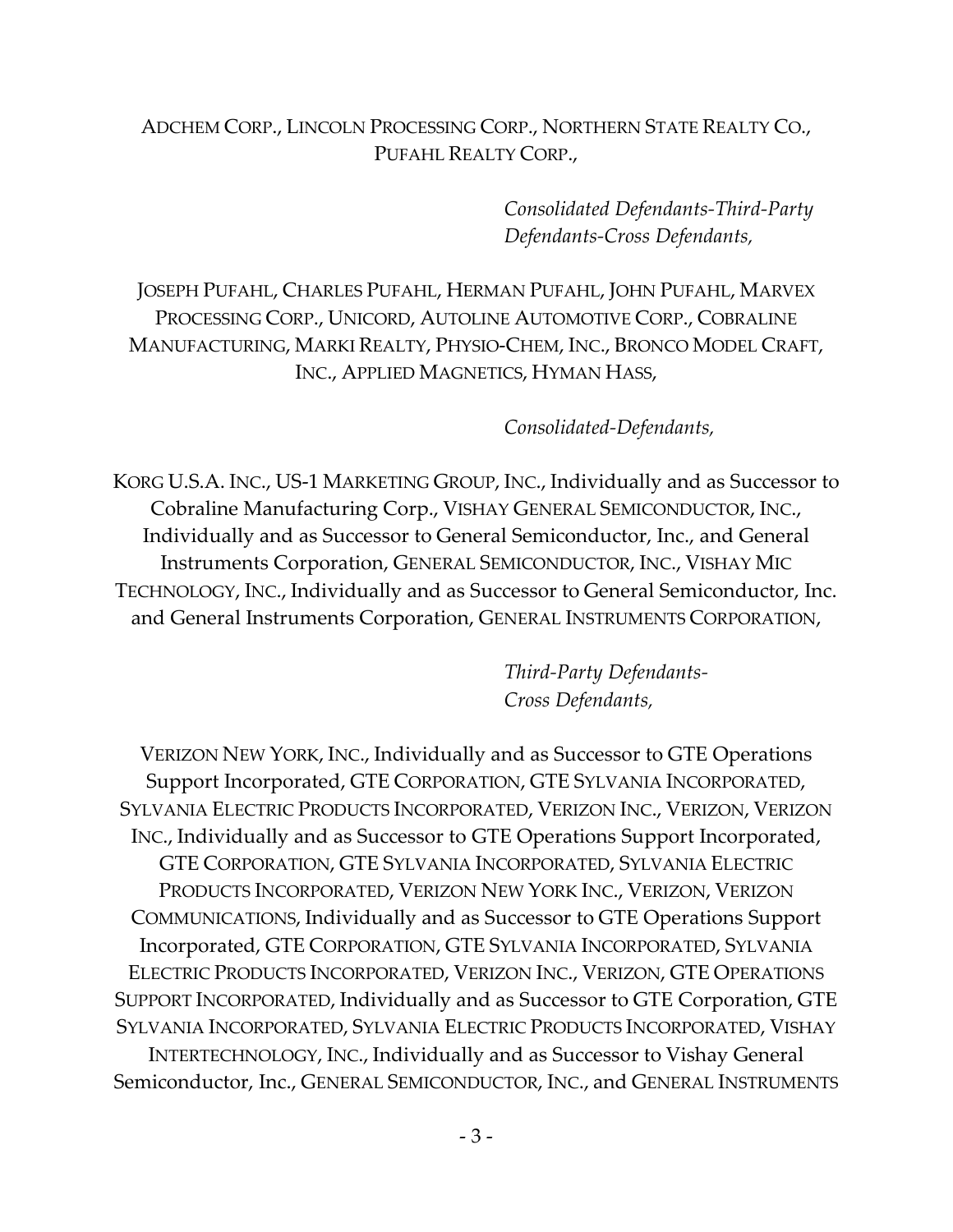ADCHEM CORP., LINCOLN PROCESSING CORP., NORTHERN STATE REALTY CO., PUFAHL REALTY CORP.,

*Consolidated Defendants-Third-Party Defendants-Cross Defendants,*

JOSEPH PUFAHL, CHARLES PUFAHL, HERMAN PUFAHL, JOHN PUFAHL, MARVEX PROCESSING CORP., UNICORD, AUTOLINE AUTOMOTIVE CORP., COBRALINE MANUFACTURING, MARKI REALTY, PHYSIO-CHEM, INC., BRONCO MODEL CRAFT, INC., APPLIED MAGNETICS, HYMAN HASS,

*Consolidated-Defendants,*

KORG U.S.A. INC., US-1 MARKETING GROUP, INC., Individually and as Successor to Cobraline Manufacturing Corp., VISHAY GENERAL SEMICONDUCTOR, INC., Individually and as Successor to General Semiconductor, Inc., and General Instruments Corporation, GENERAL SEMICONDUCTOR, INC., VISHAY MIC TECHNOLOGY, INC., Individually and as Successor to General Semiconductor, Inc. and General Instruments Corporation, GENERAL INSTRUMENTS CORPORATION,

*Third-Party Defendants-Cross Defendants,*

VERIZON NEW YORK, INC., Individually and as Successor to GTE Operations Support Incorporated, GTE CORPORATION, GTE SYLVANIA INCORPORATED, SYLVANIA ELECTRIC PRODUCTS INCORPORATED, VERIZON INC., VERIZON, VERIZON INC., Individually and as Successor to GTE Operations Support Incorporated, GTE CORPORATION, GTE SYLVANIA INCORPORATED, SYLVANIA ELECTRIC PRODUCTS INCORPORATED, VERIZON NEW YORK INC., VERIZON, VERIZON COMMUNICATIONS, Individually and as Successor to GTE Operations Support Incorporated, GTE CORPORATION, GTE SYLVANIA INCORPORATED, SYLVANIA ELECTRIC PRODUCTS INCORPORATED, VERIZON INC., VERIZON, GTE OPERATIONS SUPPORT INCORPORATED, Individually and as Successor to GTE Corporation, GTE SYLVANIA INCORPORATED, SYLVANIA ELECTRIC PRODUCTS INCORPORATED, VISHAY INTERTECHNOLOGY, INC., Individually and as Successor to Vishay General Semiconductor, Inc., GENERAL SEMICONDUCTOR, INC., and GENERAL INSTRUMENTS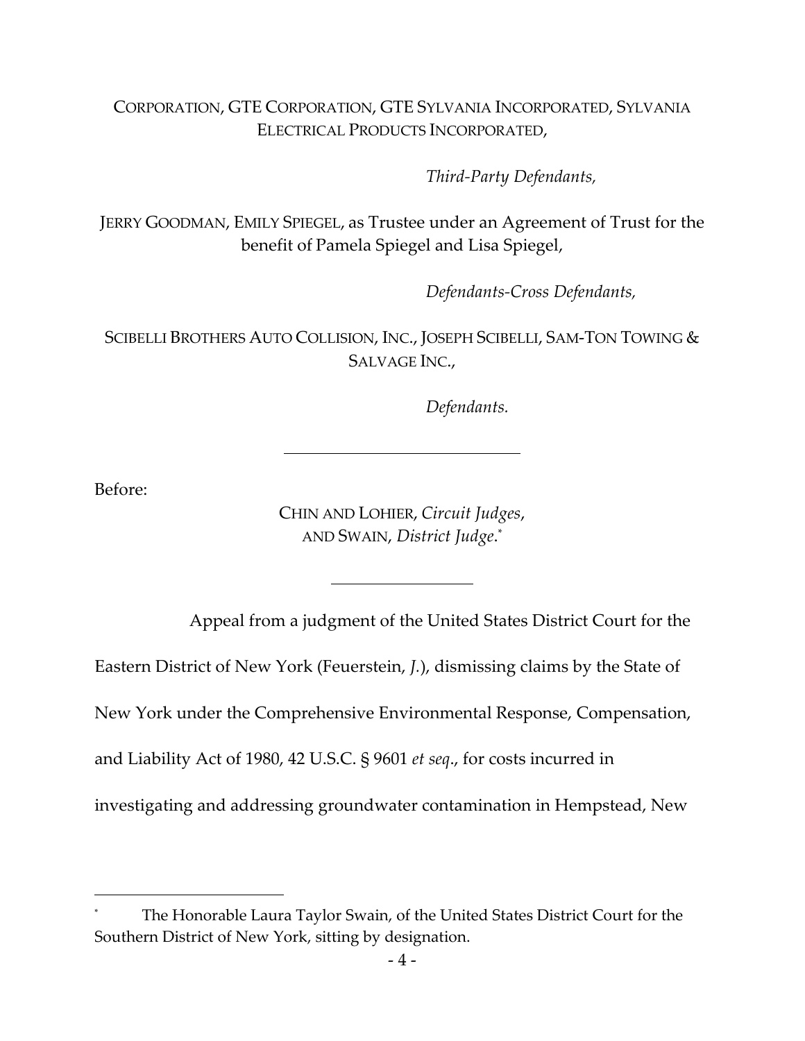CORPORATION, GTE CORPORATION, GTE SYLVANIA INCORPORATED, SYLVANIA ELECTRICAL PRODUCTS INCORPORATED,

*Third-Party Defendants,*

JERRY GOODMAN, EMILY SPIEGEL, as Trustee under an Agreement of Trust for the benefit of Pamela Spiegel and Lisa Spiegel,

*Defendants-Cross Defendants,*

SCIBELLI BROTHERS AUTO COLLISION, INC., JOSEPH SCIBELLI, SAM-TON TOWING & SALVAGE INC.,

*Defendants.*

---

Before:

CHIN AND LOHIER, *Circuit Judges*, AND SWAIN, *District Judge*.*

---

Appeal from a judgment of the United States District Court for the Eastern District of New York (Feuerstein, *J.*), dismissing claims by the State of New York under the Comprehensive Environmental Response, Compensation, and Liability Act of 1980, 42 U.S.C. § 9601 *et seq*., for costs incurred in investigating and addressing groundwater contamination in Hempstead, New

---

\* The Honorable Laura Taylor Swain, of the United States District Court for the Southern District of New York, sitting by designation.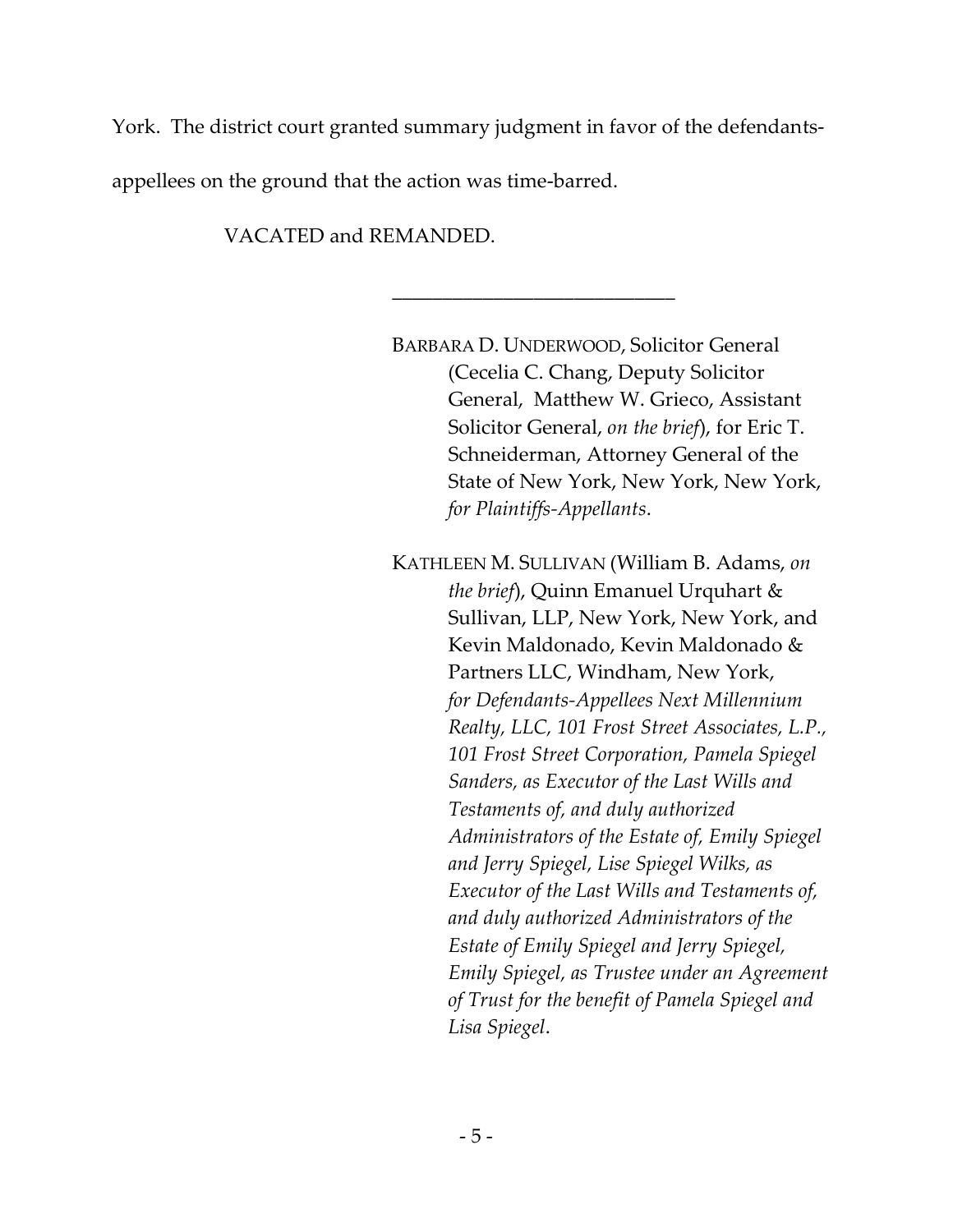York. The district court granted summary judgment in favor of the defendants-appellees on the ground that the action was time-barred.

VACATED and REMANDED.

---

BARBARA D. UNDERWOOD, Solicitor General (Cecelia C. Chang, Deputy Solicitor General, Matthew W. Grieco, Assistant Solicitor General, *on the brief*), for Eric T. Schneiderman, Attorney General of the State of New York, New York, New York, *for Plaintiffs-Appellants*.

KATHLEEN M. SULLIVAN (William B. Adams, *on the brief*), Quinn Emanuel Urquhart & Sullivan, LLP, New York, New York, and Kevin Maldonado, Kevin Maldonado & Partners LLC, Windham, New York, *for Defendants-Appellees Next Millennium Realty, LLC, 101 Frost Street Associates, L.P., 101 Frost Street Corporation, Pamela Spiegel Sanders, as Executor of the Last Wills and Testaments of, and duly authorized Administrators of the Estate of, Emily Spiegel and Jerry Spiegel, Lise Spiegel Wilks, as Executor of the Last Wills and Testaments of, and duly authorized Administrators of the Estate of Emily Spiegel and Jerry Spiegel, Emily Spiegel, as Trustee under an Agreement of Trust for the benefit of Pamela Spiegel and Lisa Spiegel*.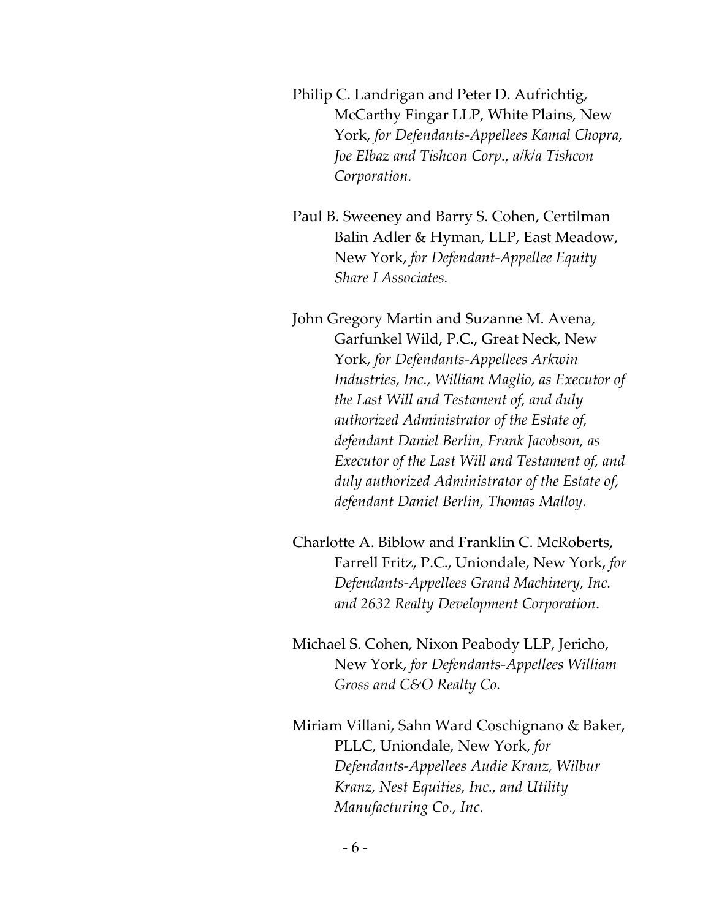Philip C. Landrigan and Peter D. Aufrichtig, McCarthy Fingar LLP, White Plains, New York, *for Defendants-Appellees Kamal Chopra, Joe Elbaz and Tishcon Corp., a/k/a Tishcon Corporation.*

Paul B. Sweeney and Barry S. Cohen, Certilman Balin Adler & Hyman, LLP, East Meadow, New York, *for Defendant-Appellee Equity Share I Associates.*

John Gregory Martin and Suzanne M. Avena, Garfunkel Wild, P.C., Great Neck, New York, *for Defendants-Appellees Arkwin Industries, Inc., William Maglio, as Executor of the Last Will and Testament of, and duly authorized Administrator of the Estate of, defendant Daniel Berlin, Frank Jacobson, as Executor of the Last Will and Testament of, and duly authorized Administrator of the Estate of, defendant Daniel Berlin, Thomas Malloy*.

Charlotte A. Biblow and Franklin C. McRoberts, Farrell Fritz, P.C., Uniondale, New York, *for Defendants-Appellees Grand Machinery, Inc. and 2632 Realty Development Corporation*.

Michael S. Cohen, Nixon Peabody LLP, Jericho, New York, *for Defendants-Appellees William Gross and C&O Realty Co.*

Miriam Villani, Sahn Ward Coschignano & Baker, PLLC, Uniondale, New York, *for Defendants-Appellees Audie Kranz, Wilbur Kranz, Nest Equities, Inc., and Utility Manufacturing Co., Inc.*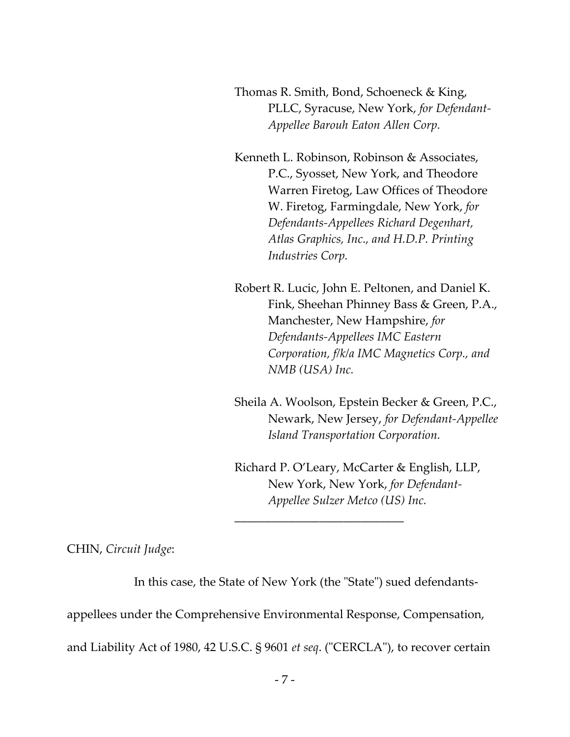Thomas R. Smith, Bond, Schoeneck & King, PLLC, Syracuse, New York, *for Defendant-Appellee Barouh Eaton Allen Corp.*

Kenneth L. Robinson, Robinson & Associates, P.C., Syosset, New York, and Theodore Warren Firetog, Law Offices of Theodore W. Firetog, Farmingdale, New York, *for Defendants-Appellees Richard Degenhart, Atlas Graphics, Inc., and H.D.P. Printing Industries Corp.*

Robert R. Lucic, John E. Peltonen, and Daniel K. Fink, Sheehan Phinney Bass & Green, P.A., Manchester, New Hampshire, *for Defendants-Appellees IMC Eastern Corporation, f/k/a IMC Magnetics Corp., and NMB (USA) Inc.*

Sheila A. Woolson, Epstein Becker & Green, P.C., Newark, New Jersey, *for Defendant-Appellee Island Transportation Corporation.*

Richard P. O'Leary, McCarter & English, LLP, New York, New York, *for Defendant-Appellee Sulzer Metco (US) Inc.*

---

CHIN, *Circuit Judge*:

In this case, the State of New York (the "State") sued defendants-appellees under the Comprehensive Environmental Response, Compensation, and Liability Act of 1980, 42 U.S.C. § 9601 *et seq*. ("CERCLA"), to recover certain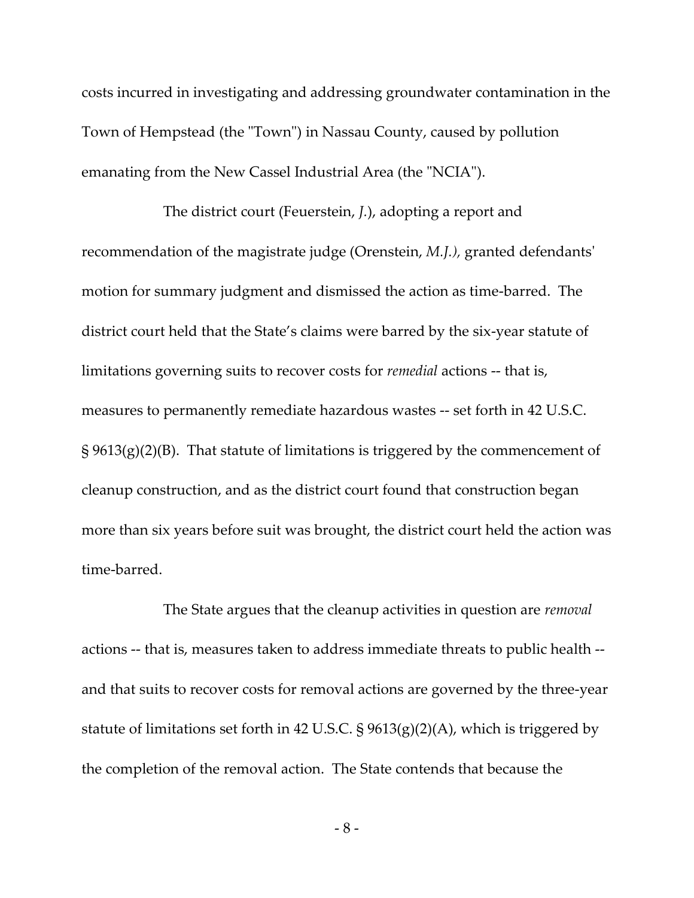costs incurred in investigating and addressing groundwater contamination in the Town of Hempstead (the "Town") in Nassau County, caused by pollution emanating from the New Cassel Industrial Area (the "NCIA").

The district court (Feuerstein, *J.*), adopting a report and recommendation of the magistrate judge (Orenstein, *M.J.),* granted defendants' motion for summary judgment and dismissed the action as time-barred. The district court held that the State's claims were barred by the six-year statute of limitations governing suits to recover costs for *remedial* actions -- that is, measures to permanently remediate hazardous wastes -- set forth in 42 U.S.C. § 9613(g)(2)(B). That statute of limitations is triggered by the commencement of cleanup construction, and as the district court found that construction began more than six years before suit was brought, the district court held the action was time-barred.

The State argues that the cleanup activities in question are *removal* actions -- that is, measures taken to address immediate threats to public health -- and that suits to recover costs for removal actions are governed by the three-year statute of limitations set forth in 42 U.S.C. § 9613(g)(2)(A), which is triggered by the completion of the removal action. The State contends that because the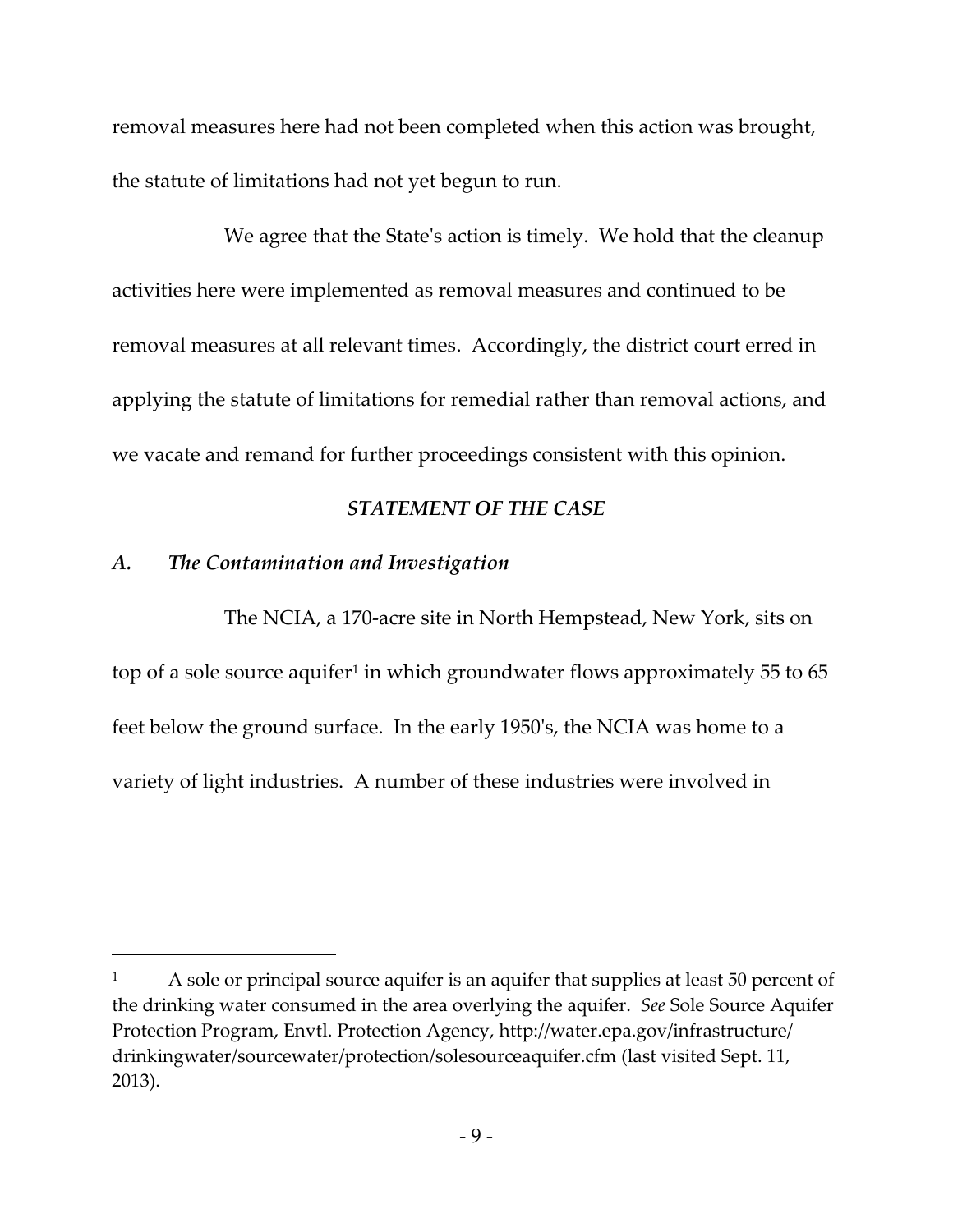removal measures here had not been completed when this action was brought, the statute of limitations had not yet begun to run.

We agree that the State's action is timely. We hold that the cleanup activities here were implemented as removal measures and continued to be removal measures at all relevant times. Accordingly, the district court erred in applying the statute of limitations for remedial rather than removal actions, and we vacate and remand for further proceedings consistent with this opinion.

### *STATEMENT OF THE CASE*

### *A. The Contamination and Investigation*

The NCIA, a 170-acre site in North Hempstead, New York, sits on top of a sole source aquifer[1] in which groundwater flows approximately 55 to 65 feet below the ground surface. In the early 1950's, the NCIA was home to a variety of light industries. A number of these industries were involved in

---

[1] A sole or principal source aquifer is an aquifer that supplies at least 50 percent of the drinking water consumed in the area overlying the aquifer. *See* Sole Source Aquifer Protection Program, Envtl. Protection Agency, http://water.epa.gov/infrastructure/drinkingwater/sourcewater/protection/solesourceaquifer.cfm (last visited Sept. 11, 2013).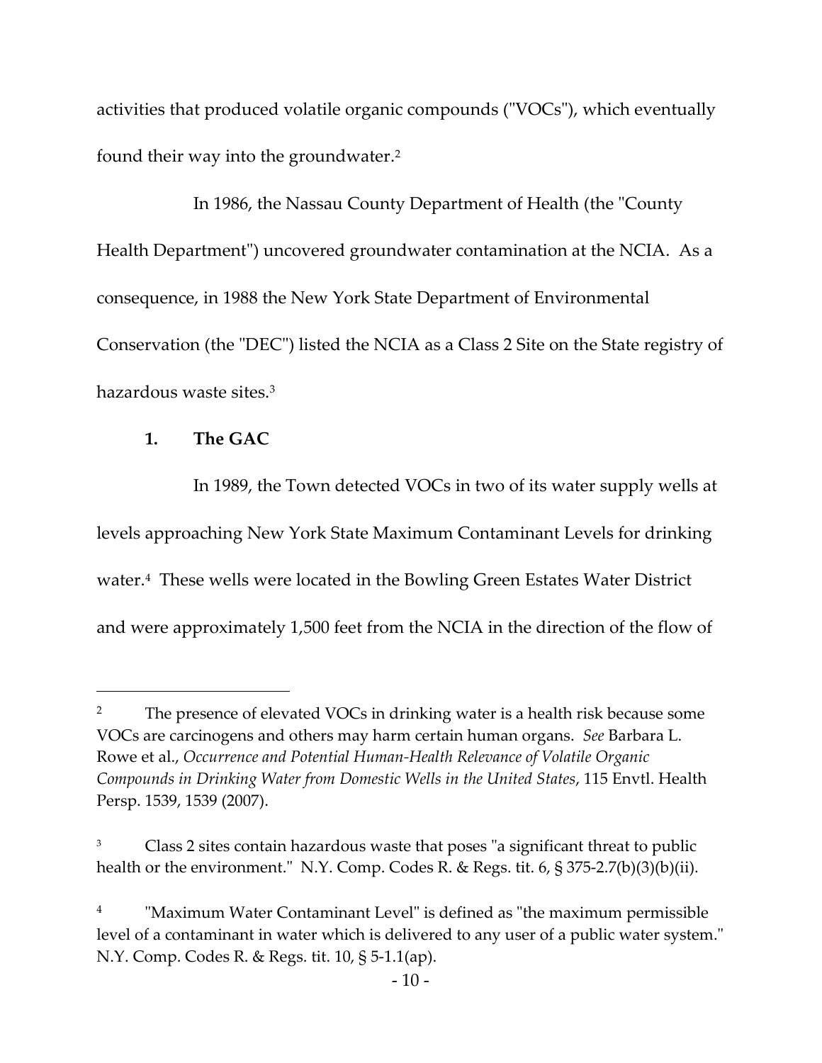activities that produced volatile organic compounds ("VOCs"), which eventually found their way into the groundwater.[2]

In 1986, the Nassau County Department of Health (the "County Health Department") uncovered groundwater contamination at the NCIA. As a consequence, in 1988 the New York State Department of Environmental Conservation (the "DEC") listed the NCIA as a Class 2 Site on the State registry of hazardous waste sites.[3]

### 1. The GAC

In 1989, the Town detected VOCs in two of its water supply wells at levels approaching New York State Maximum Contaminant Levels for drinking water.[4] These wells were located in the Bowling Green Estates Water District and were approximately 1,500 feet from the NCIA in the direction of the flow of

---

[2] The presence of elevated VOCs in drinking water is a health risk because some VOCs are carcinogens and others may harm certain human organs. *See* Barbara L. Rowe et al., *Occurrence and Potential Human-Health Relevance of Volatile Organic Compounds in Drinking Water from Domestic Wells in the United States*, 115 Envtl. Health Persp. 1539, 1539 (2007).

[3] Class 2 sites contain hazardous waste that poses "a significant threat to public health or the environment." N.Y. Comp. Codes R. & Regs. tit. 6, § 375-2.7(b)(3)(b)(ii).

[4] "Maximum Water Contaminant Level" is defined as "the maximum permissible level of a contaminant in water which is delivered to any user of a public water system." N.Y. Comp. Codes R. & Regs. tit. 10, § 5-1.1(ap).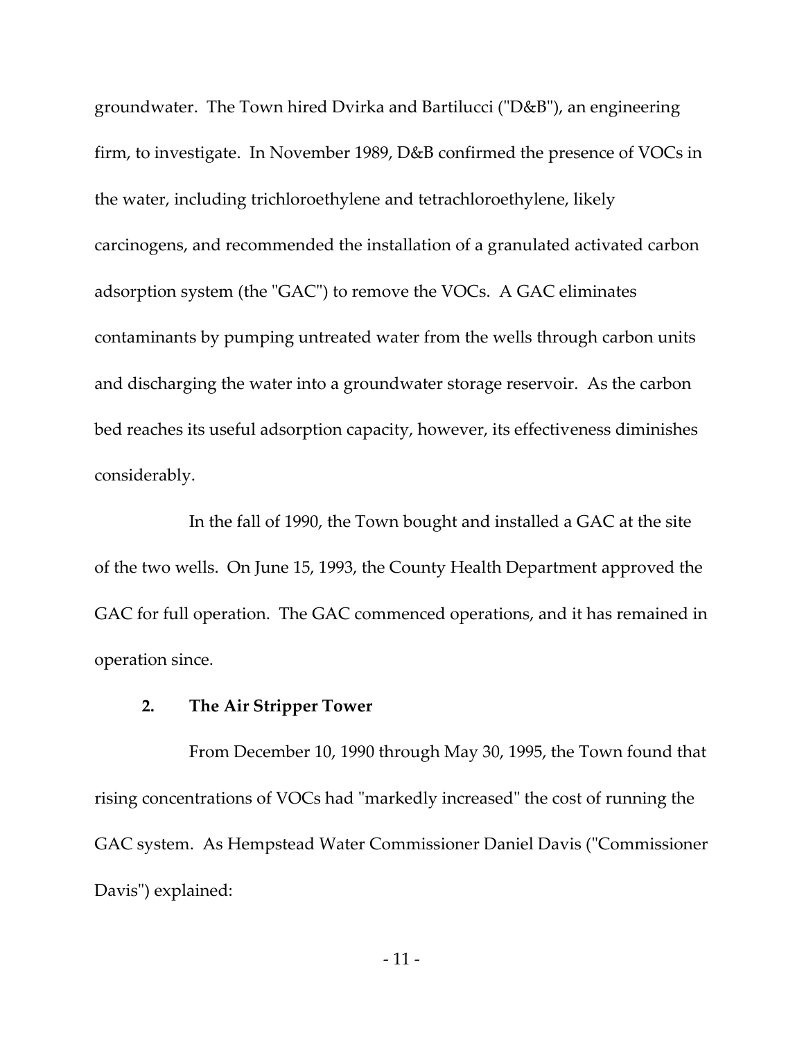groundwater. The Town hired Dvirka and Bartilucci ("D&B"), an engineering firm, to investigate. In November 1989, D&B confirmed the presence of VOCs in the water, including trichloroethylene and tetrachloroethylene, likely carcinogens, and recommended the installation of a granulated activated carbon adsorption system (the "GAC") to remove the VOCs. A GAC eliminates contaminants by pumping untreated water from the wells through carbon units and discharging the water into a groundwater storage reservoir. As the carbon bed reaches its useful adsorption capacity, however, its effectiveness diminishes considerably.

In the fall of 1990, the Town bought and installed a GAC at the site of the two wells. On June 15, 1993, the County Health Department approved the GAC for full operation. The GAC commenced operations, and it has remained in operation since.

### 2. The Air Stripper Tower

From December 10, 1990 through May 30, 1995, the Town found that rising concentrations of VOCs had "markedly increased" the cost of running the GAC system. As Hempstead Water Commissioner Daniel Davis ("Commissioner Davis") explained: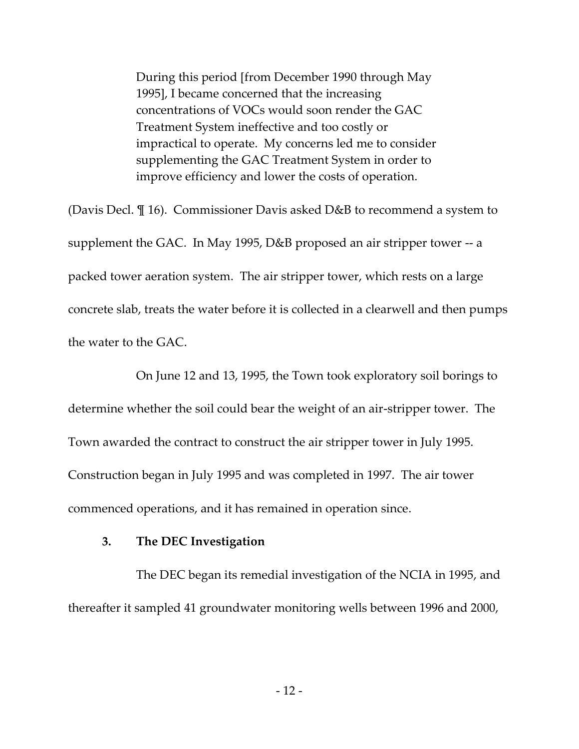> During this period [from December 1990 through May 1995], I became concerned that the increasing concentrations of VOCs would soon render the GAC Treatment System ineffective and too costly or impractical to operate. My concerns led me to consider supplementing the GAC Treatment System in order to improve efficiency and lower the costs of operation.

(Davis Decl. ¶ 16). Commissioner Davis asked D&B to recommend a system to supplement the GAC. In May 1995, D&B proposed an air stripper tower -- a packed tower aeration system. The air stripper tower, which rests on a large concrete slab, treats the water before it is collected in a clearwell and then pumps the water to the GAC.

On June 12 and 13, 1995, the Town took exploratory soil borings to determine whether the soil could bear the weight of an air-stripper tower. The Town awarded the contract to construct the air stripper tower in July 1995. Construction began in July 1995 and was completed in 1997. The air tower commenced operations, and it has remained in operation since.

### 3. The DEC Investigation

The DEC began its remedial investigation of the NCIA in 1995, and thereafter it sampled 41 groundwater monitoring wells between 1996 and 2000,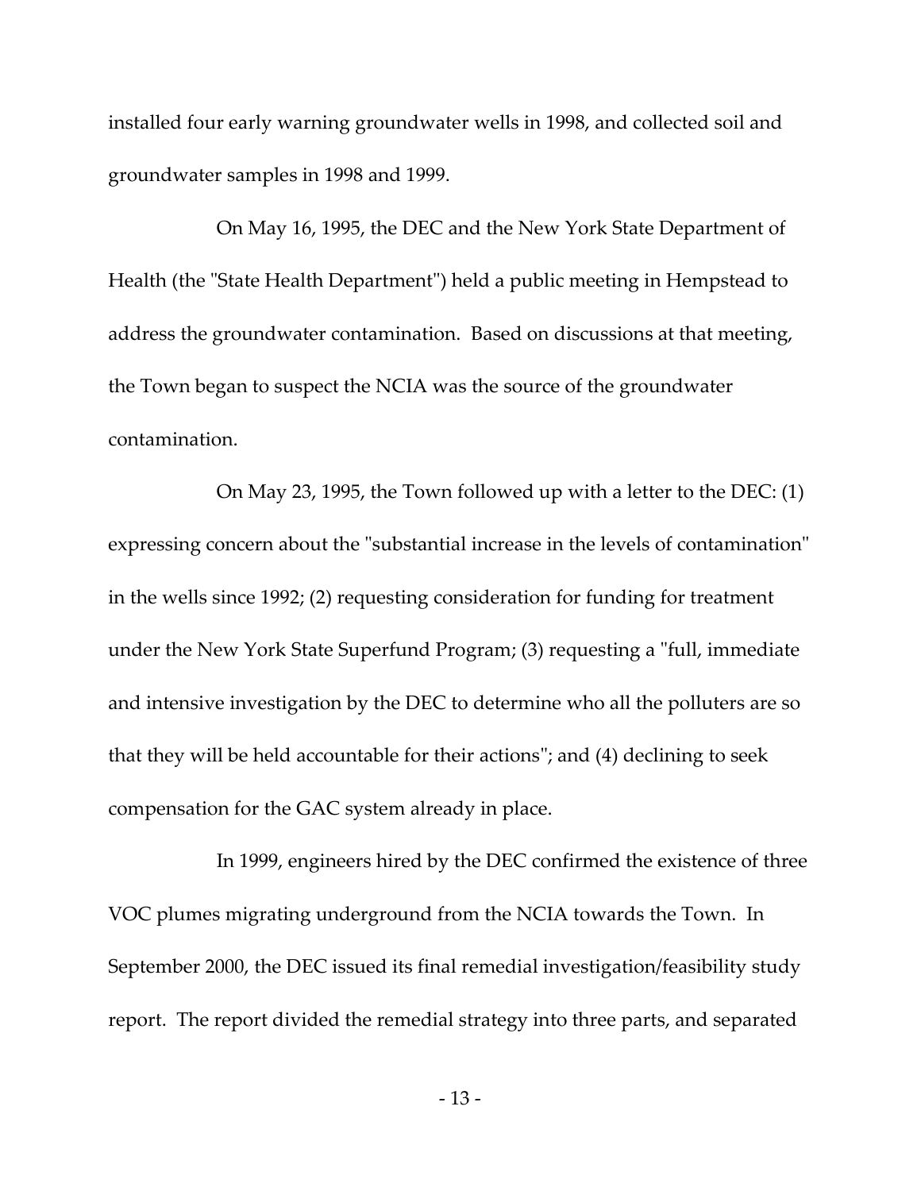installed four early warning groundwater wells in 1998, and collected soil and groundwater samples in 1998 and 1999.

On May 16, 1995, the DEC and the New York State Department of Health (the "State Health Department") held a public meeting in Hempstead to address the groundwater contamination. Based on discussions at that meeting, the Town began to suspect the NCIA was the source of the groundwater contamination.

On May 23, 1995, the Town followed up with a letter to the DEC: (1) expressing concern about the "substantial increase in the levels of contamination" in the wells since 1992; (2) requesting consideration for funding for treatment under the New York State Superfund Program; (3) requesting a "full, immediate and intensive investigation by the DEC to determine who all the polluters are so that they will be held accountable for their actions"; and (4) declining to seek compensation for the GAC system already in place.

In 1999, engineers hired by the DEC confirmed the existence of three VOC plumes migrating underground from the NCIA towards the Town. In September 2000, the DEC issued its final remedial investigation/feasibility study report. The report divided the remedial strategy into three parts, and separated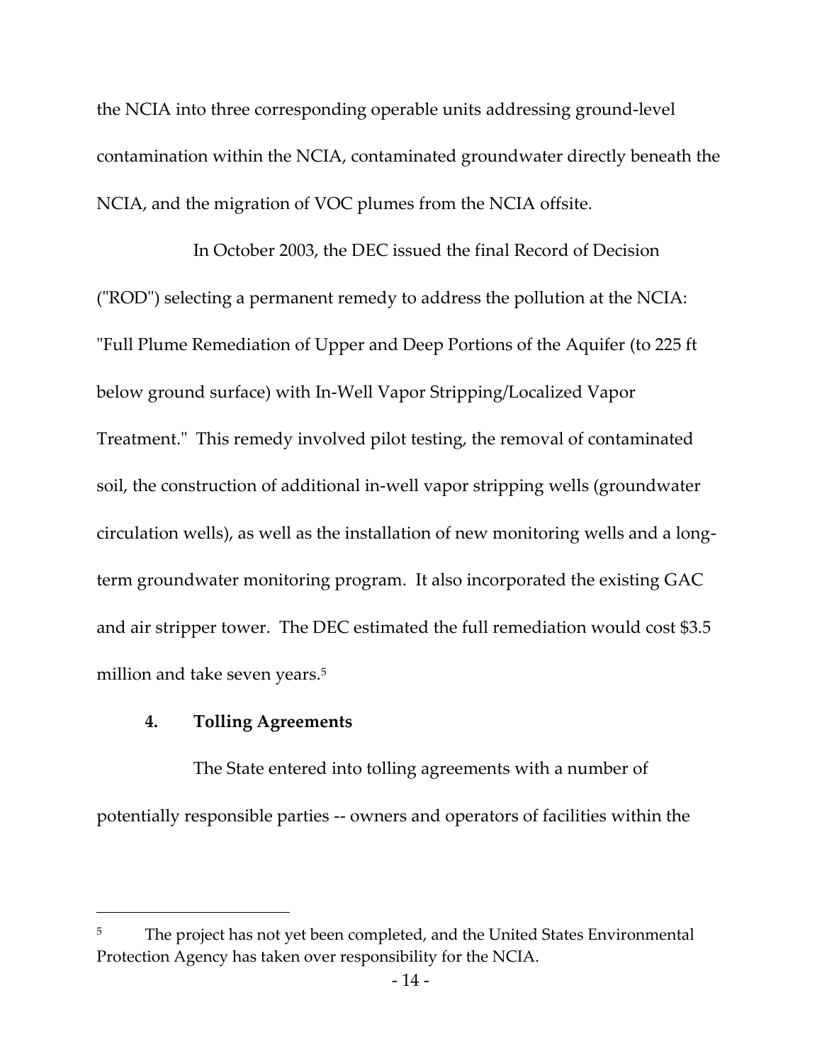the NCIA into three corresponding operable units addressing ground-level contamination within the NCIA, contaminated groundwater directly beneath the NCIA, and the migration of VOC plumes from the NCIA offsite.

In October 2003, the DEC issued the final Record of Decision ("ROD") selecting a permanent remedy to address the pollution at the NCIA: "Full Plume Remediation of Upper and Deep Portions of the Aquifer (to 225 ft below ground surface) with In-Well Vapor Stripping/Localized Vapor Treatment." This remedy involved pilot testing, the removal of contaminated soil, the construction of additional in-well vapor stripping wells (groundwater circulation wells), as well as the installation of new monitoring wells and a long-term groundwater monitoring program. It also incorporated the existing GAC and air stripper tower. The DEC estimated the full remediation would cost $3.5 million and take seven years.[5]

**4. Tolling Agreements**

The State entered into tolling agreements with a number of potentially responsible parties -- owners and operators of facilities within the

---

[5] The project has not yet been completed, and the United States Environmental Protection Agency has taken over responsibility for the NCIA.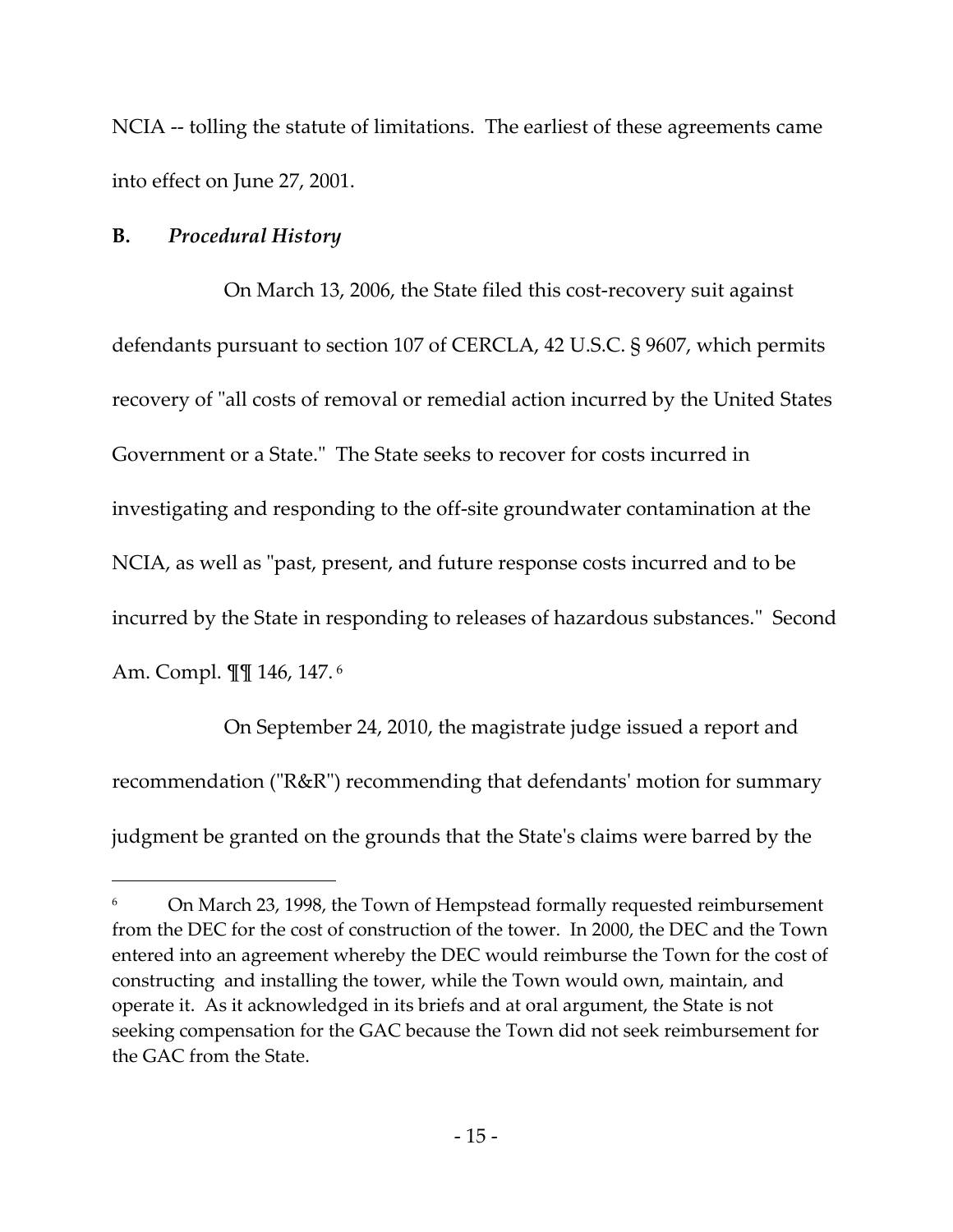NCIA -- tolling the statute of limitations. The earliest of these agreements came into effect on June 27, 2001.

**B.** ***Procedural History***

On March 13, 2006, the State filed this cost-recovery suit against defendants pursuant to section 107 of CERCLA, 42 U.S.C. § 9607, which permits recovery of "all costs of removal or remedial action incurred by the United States Government or a State." The State seeks to recover for costs incurred in investigating and responding to the off-site groundwater contamination at the NCIA, as well as "past, present, and future response costs incurred and to be incurred by the State in responding to releases of hazardous substances." Second Am. Compl. ¶¶ 146, 147.[6]

On September 24, 2010, the magistrate judge issued a report and recommendation ("R&R") recommending that defendants' motion for summary judgment be granted on the grounds that the State's claims were barred by the

---

[6] On March 23, 1998, the Town of Hempstead formally requested reimbursement from the DEC for the cost of construction of the tower. In 2000, the DEC and the Town entered into an agreement whereby the DEC would reimburse the Town for the cost of constructing and installing the tower, while the Town would own, maintain, and operate it. As it acknowledged in its briefs and at oral argument, the State is not seeking compensation for the GAC because the Town did not seek reimbursement for the GAC from the State.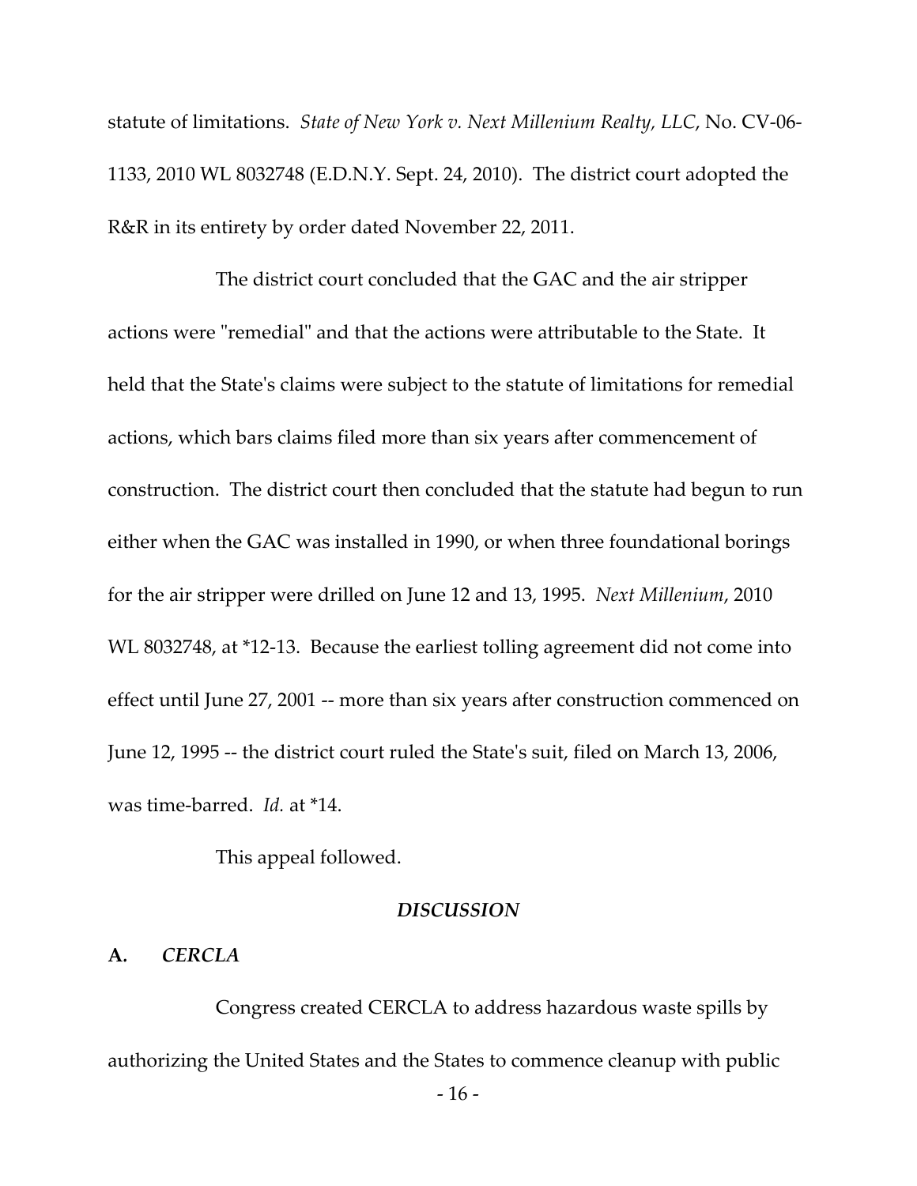statute of limitations. *State of New York v. Next Millenium Realty, LLC*, No. CV-06-1133, 2010 WL 8032748 (E.D.N.Y. Sept. 24, 2010). The district court adopted the R&R in its entirety by order dated November 22, 2011.

The district court concluded that the GAC and the air stripper actions were "remedial" and that the actions were attributable to the State. It held that the State's claims were subject to the statute of limitations for remedial actions, which bars claims filed more than six years after commencement of construction. The district court then concluded that the statute had begun to run either when the GAC was installed in 1990, or when three foundational borings for the air stripper were drilled on June 12 and 13, 1995. *Next Millenium*, 2010 WL 8032748, at *12-13. Because the earliest tolling agreement did not come into effect until June 27, 2001 -- more than six years after construction commenced on June 12, 1995 -- the district court ruled the State's suit, filed on March 13, 2006, was time-barred. *Id.* at *14.

This appeal followed.

## *DISCUSSION*

### A. *CERCLA*

Congress created CERCLA to address hazardous waste spills by authorizing the United States and the States to commence cleanup with public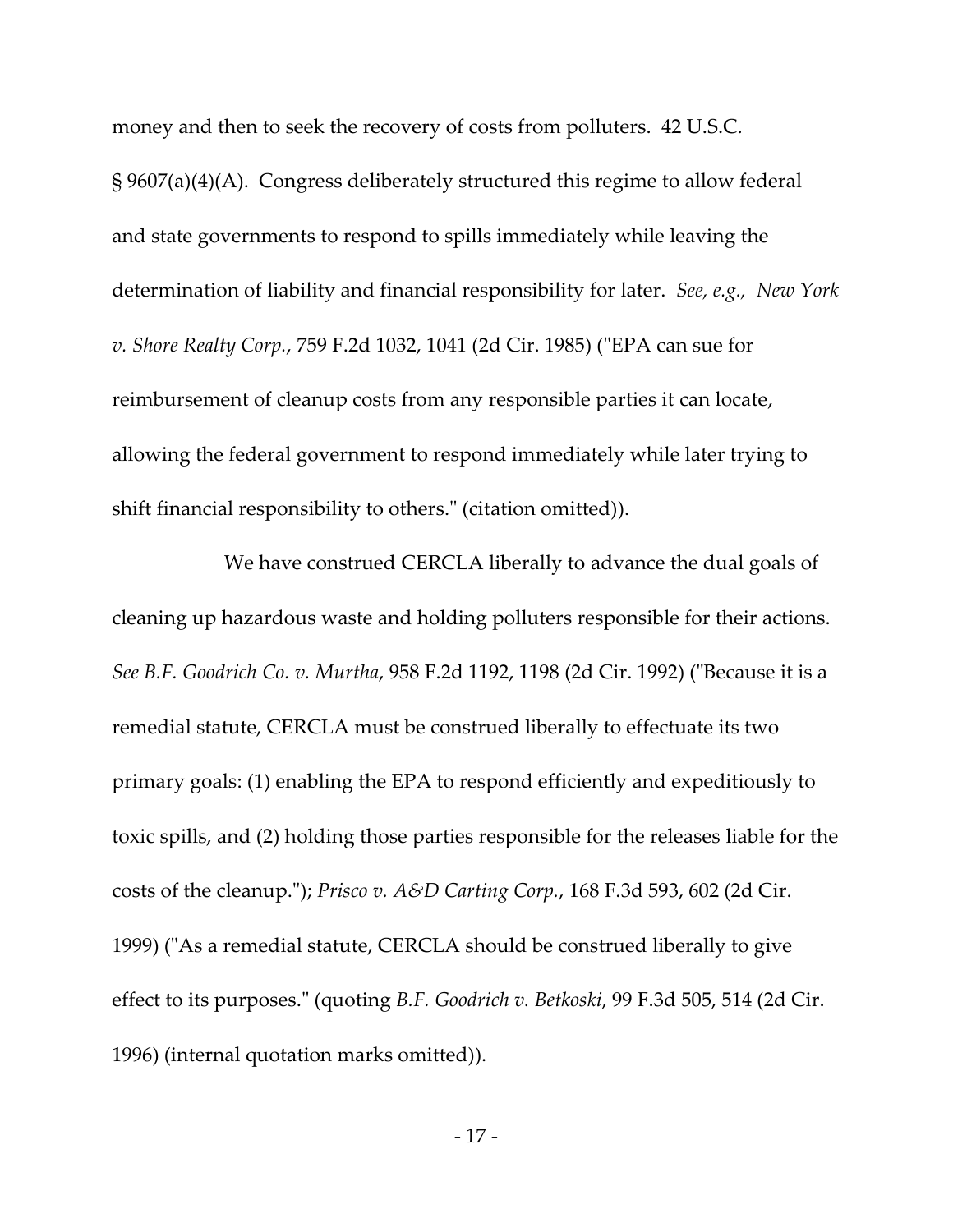money and then to seek the recovery of costs from polluters. 42 U.S.C. § 9607(a)(4)(A). Congress deliberately structured this regime to allow federal and state governments to respond to spills immediately while leaving the determination of liability and financial responsibility for later. *See, e.g., New York v. Shore Realty Corp.*, 759 F.2d 1032, 1041 (2d Cir. 1985) ("EPA can sue for reimbursement of cleanup costs from any responsible parties it can locate, allowing the federal government to respond immediately while later trying to shift financial responsibility to others." (citation omitted)).

We have construed CERCLA liberally to advance the dual goals of cleaning up hazardous waste and holding polluters responsible for their actions. *See B.F. Goodrich Co. v. Murtha*, 958 F.2d 1192, 1198 (2d Cir. 1992) ("Because it is a remedial statute, CERCLA must be construed liberally to effectuate its two primary goals: (1) enabling the EPA to respond efficiently and expeditiously to toxic spills, and (2) holding those parties responsible for the releases liable for the costs of the cleanup."); *Prisco v. A&D Carting Corp.*, 168 F.3d 593, 602 (2d Cir. 1999) ("As a remedial statute, CERCLA should be construed liberally to give effect to its purposes." (quoting *B.F. Goodrich v. Betkoski*, 99 F.3d 505, 514 (2d Cir. 1996) (internal quotation marks omitted)).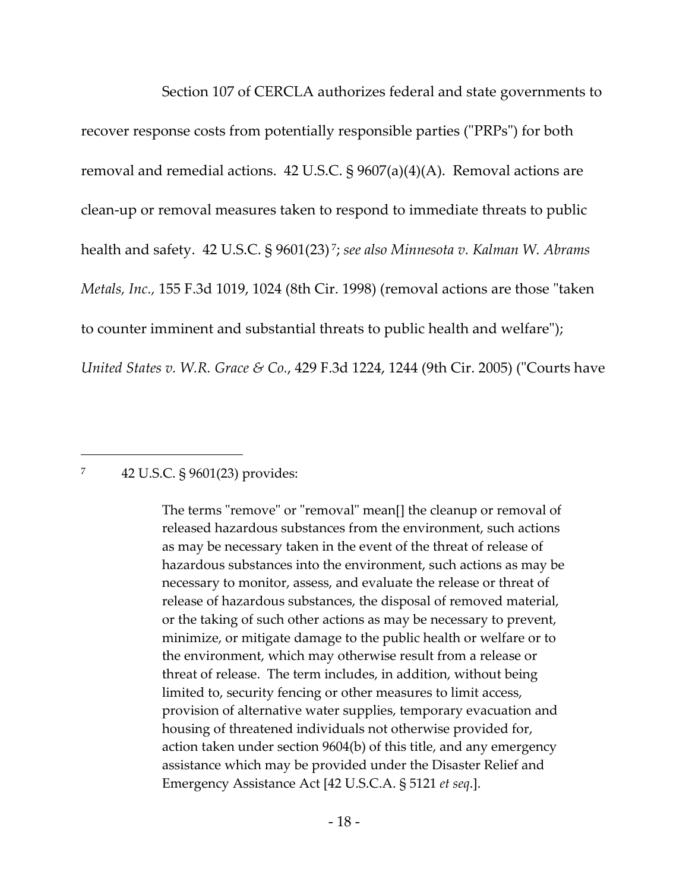Section 107 of CERCLA authorizes federal and state governments to recover response costs from potentially responsible parties ("PRPs") for both removal and remedial actions. 42 U.S.C. § 9607(a)(4)(A). Removal actions are clean-up or removal measures taken to respond to immediate threats to public health and safety. 42 U.S.C. § 9601(23)[7]; *see also Minnesota v. Kalman W. Abrams Metals, Inc.*, 155 F.3d 1019, 1024 (8th Cir. 1998) (removal actions are those "taken to counter imminent and substantial threats to public health and welfare"); *United States v. W.R. Grace & Co.*, 429 F.3d 1224, 1244 (9th Cir. 2005) ("Courts have

---

[7] 42 U.S.C. § 9601(23) provides:

> The terms "remove" or "removal" mean[] the cleanup or removal of released hazardous substances from the environment, such actions as may be necessary taken in the event of the threat of release of hazardous substances into the environment, such actions as may be necessary to monitor, assess, and evaluate the release or threat of release of hazardous substances, the disposal of removed material, or the taking of such other actions as may be necessary to prevent, minimize, or mitigate damage to the public health or welfare or to the environment, which may otherwise result from a release or threat of release. The term includes, in addition, without being limited to, security fencing or other measures to limit access, provision of alternative water supplies, temporary evacuation and housing of threatened individuals not otherwise provided for, action taken under section 9604(b) of this title, and any emergency assistance which may be provided under the Disaster Relief and Emergency Assistance Act [42 U.S.C.A. § 5121 *et seq*.].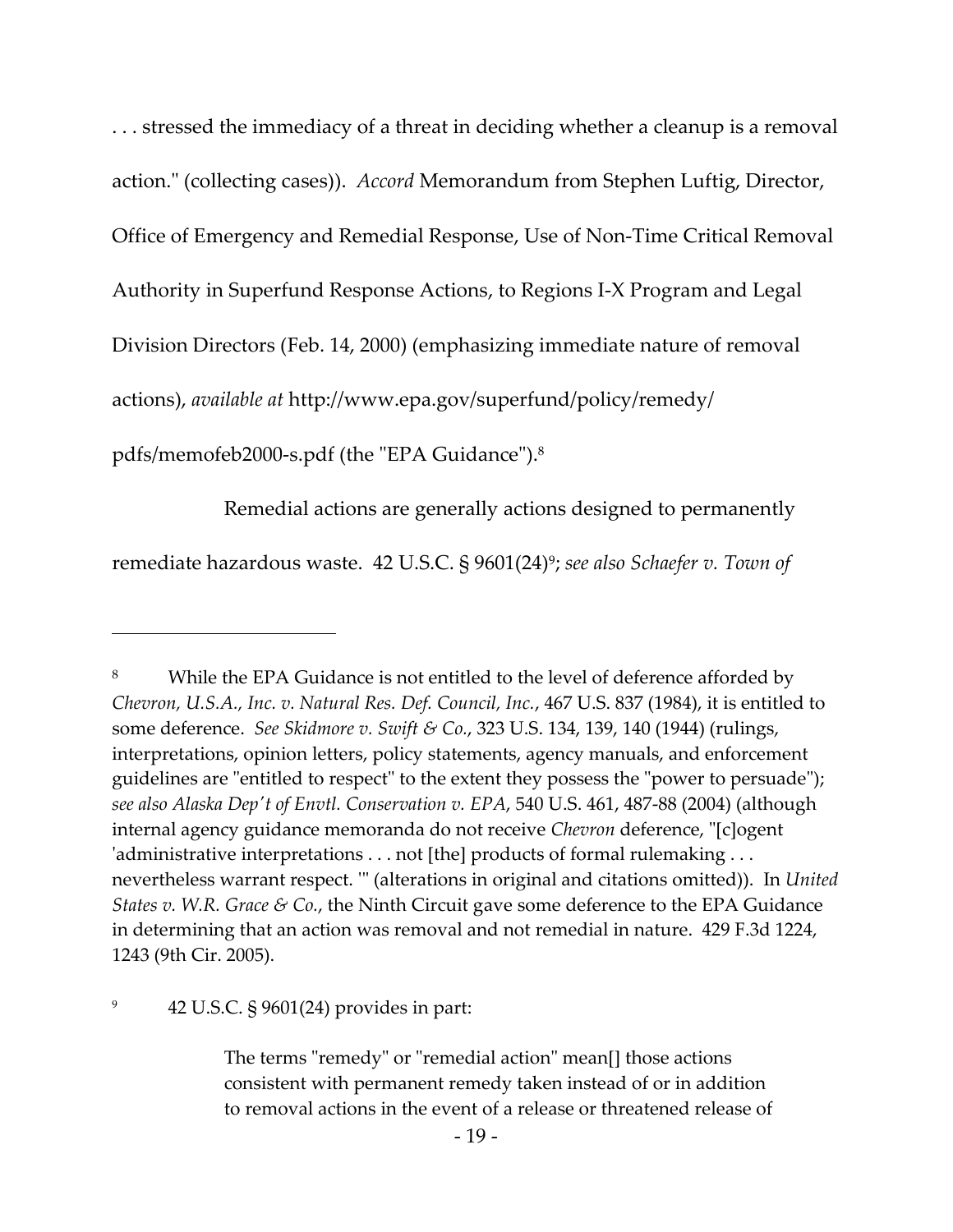. . . stressed the immediacy of a threat in deciding whether a cleanup is a removal action." (collecting cases)). *Accord* Memorandum from Stephen Luftig, Director, Office of Emergency and Remedial Response, Use of Non-Time Critical Removal Authority in Superfund Response Actions, to Regions I-X Program and Legal Division Directors (Feb. 14, 2000) (emphasizing immediate nature of removal actions), *available at* http://www.epa.gov/superfund/policy/remedy/pdfs/memofeb2000-s.pdf (the "EPA Guidance").[8]

Remedial actions are generally actions designed to permanently remediate hazardous waste. 42 U.S.C. § 9601(24)[9]; *see also Schaefer v. Town of*

---

[8] While the EPA Guidance is not entitled to the level of deference afforded by *Chevron, U.S.A., Inc. v. Natural Res. Def. Council, Inc.*, 467 U.S. 837 (1984), it is entitled to some deference. *See Skidmore v. Swift & Co.*, 323 U.S. 134, 139, 140 (1944) (rulings, interpretations, opinion letters, policy statements, agency manuals, and enforcement guidelines are "entitled to respect" to the extent they possess the "power to persuade"); *see also Alaska Dep't of Envtl. Conservation v. EPA*, 540 U.S. 461, 487-88 (2004) (although internal agency guidance memoranda do not receive *Chevron* deference, "[c]ogent 'administrative interpretations . . . not [the] products of formal rulemaking . . . nevertheless warrant respect. '" (alterations in original and citations omitted)). In *United States v. W.R. Grace & Co.*, the Ninth Circuit gave some deference to the EPA Guidance in determining that an action was removal and not remedial in nature. 429 F.3d 1224, 1243 (9th Cir. 2005).

[9] 42 U.S.C. § 9601(24) provides in part:

> The terms "remedy" or "remedial action" mean[] those actions consistent with permanent remedy taken instead of or in addition to removal actions in the event of a release or threatened release of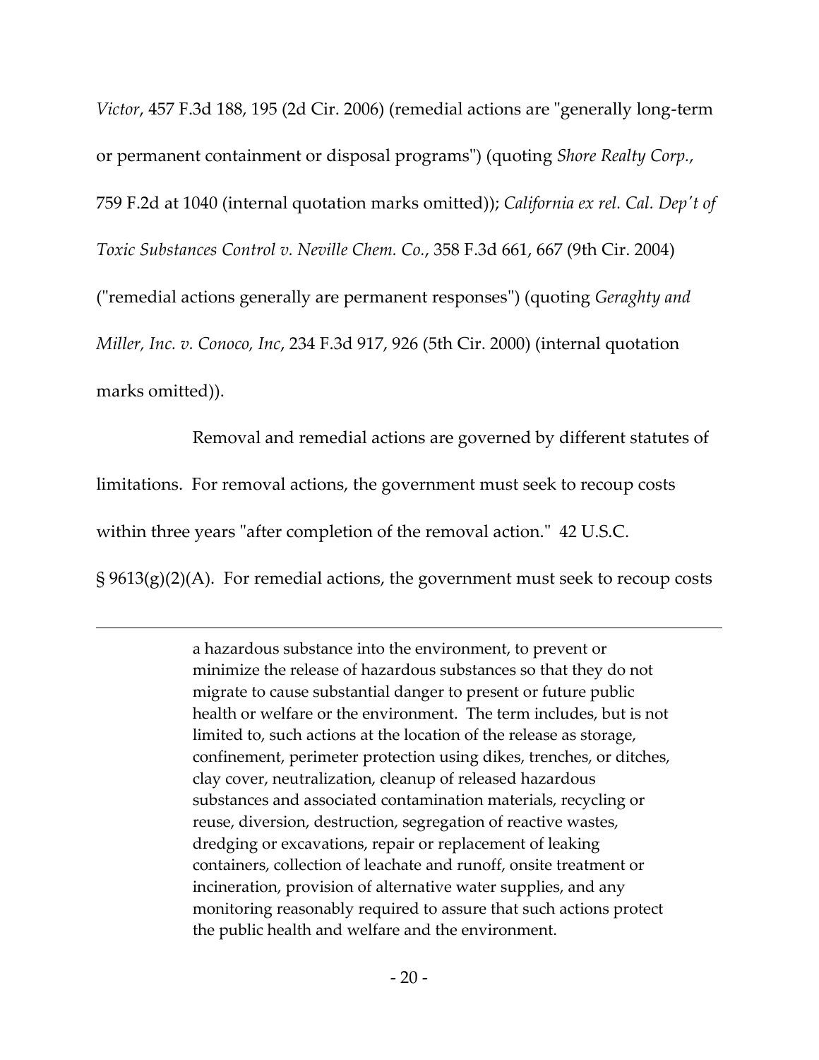*Victor*, 457 F.3d 188, 195 (2d Cir. 2006) (remedial actions are "generally long-term or permanent containment or disposal programs") (quoting *Shore Realty Corp.*, 759 F.2d at 1040 (internal quotation marks omitted)); *California ex rel. Cal. Dep't of Toxic Substances Control v. Neville Chem. Co.*, 358 F.3d 661, 667 (9th Cir. 2004) ("remedial actions generally are permanent responses") (quoting *Geraghty and Miller, Inc. v. Conoco, Inc*, 234 F.3d 917, 926 (5th Cir. 2000) (internal quotation marks omitted)).

Removal and remedial actions are governed by different statutes of limitations. For removal actions, the government must seek to recoup costs within three years "after completion of the removal action." 42 U.S.C. § 9613(g)(2)(A). For remedial actions, the government must seek to recoup costs

---

> a hazardous substance into the environment, to prevent or minimize the release of hazardous substances so that they do not migrate to cause substantial danger to present or future public health or welfare or the environment. The term includes, but is not limited to, such actions at the location of the release as storage, confinement, perimeter protection using dikes, trenches, or ditches, clay cover, neutralization, cleanup of released hazardous substances and associated contamination materials, recycling or reuse, diversion, destruction, segregation of reactive wastes, dredging or excavations, repair or replacement of leaking containers, collection of leachate and runoff, onsite treatment or incineration, provision of alternative water supplies, and any monitoring reasonably required to assure that such actions protect the public health and welfare and the environment.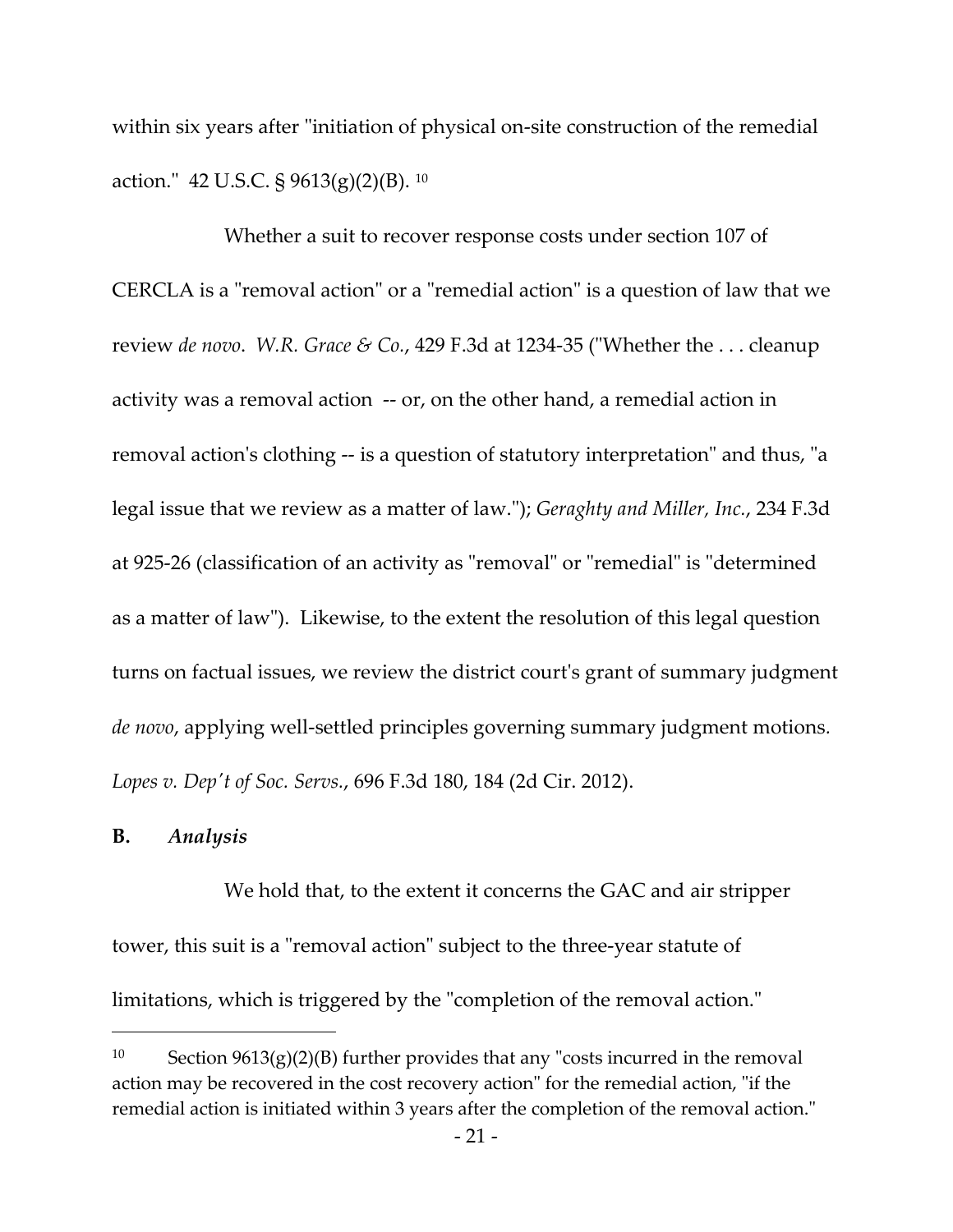within six years after "initiation of physical on-site construction of the remedial action." 42 U.S.C. § 9613(g)(2)(B).[10]

Whether a suit to recover response costs under section 107 of CERCLA is a "removal action" or a "remedial action" is a question of law that we review *de novo*. *W.R. Grace & Co.*, 429 F.3d at 1234-35 ("Whether the . . . cleanup activity was a removal action -- or, on the other hand, a remedial action in removal action's clothing -- is a question of statutory interpretation" and thus, "a legal issue that we review as a matter of law."); *Geraghty and Miller, Inc.*, 234 F.3d at 925-26 (classification of an activity as "removal" or "remedial" is "determined as a matter of law"). Likewise, to the extent the resolution of this legal question turns on factual issues, we review the district court's grant of summary judgment *de novo*, applying well-settled principles governing summary judgment motions. *Lopes v. Dep't of Soc. Servs.*, 696 F.3d 180, 184 (2d Cir. 2012).

**B.** ***Analysis***

We hold that, to the extent it concerns the GAC and air stripper tower, this suit is a "removal action" subject to the three-year statute of limitations, which is triggered by the "completion of the removal action."

---

[10] Section 9613(g)(2)(B) further provides that any "costs incurred in the removal action may be recovered in the cost recovery action" for the remedial action, "if the remedial action is initiated within 3 years after the completion of the removal action."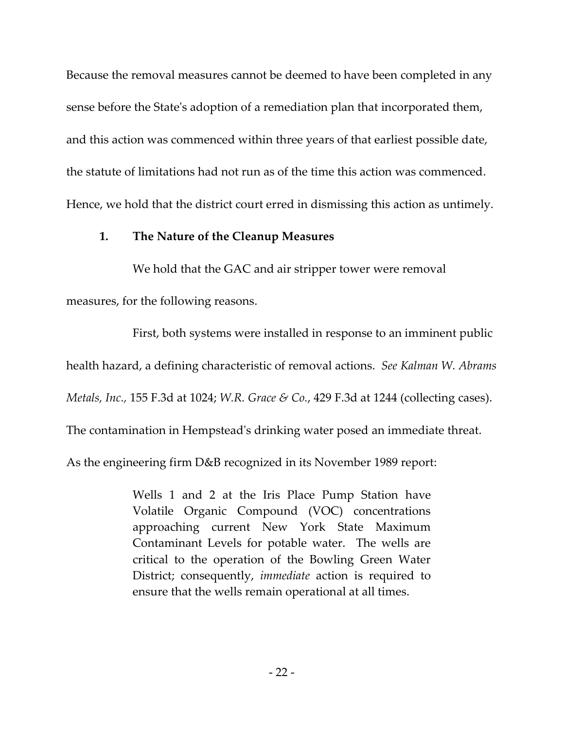Because the removal measures cannot be deemed to have been completed in any sense before the State's adoption of a remediation plan that incorporated them, and this action was commenced within three years of that earliest possible date, the statute of limitations had not run as of the time this action was commenced. Hence, we hold that the district court erred in dismissing this action as untimely.

**1. The Nature of the Cleanup Measures**

We hold that the GAC and air stripper tower were removal measures, for the following reasons.

First, both systems were installed in response to an imminent public health hazard, a defining characteristic of removal actions. *See Kalman W. Abrams Metals, Inc.*, 155 F.3d at 1024; *W.R. Grace & Co.*, 429 F.3d at 1244 (collecting cases). The contamination in Hempstead's drinking water posed an immediate threat. As the engineering firm D&B recognized in its November 1989 report:

> Wells 1 and 2 at the Iris Place Pump Station have Volatile Organic Compound (VOC) concentrations approaching current New York State Maximum Contaminant Levels for potable water. The wells are critical to the operation of the Bowling Green Water District; consequently, *immediate* action is required to ensure that the wells remain operational at all times.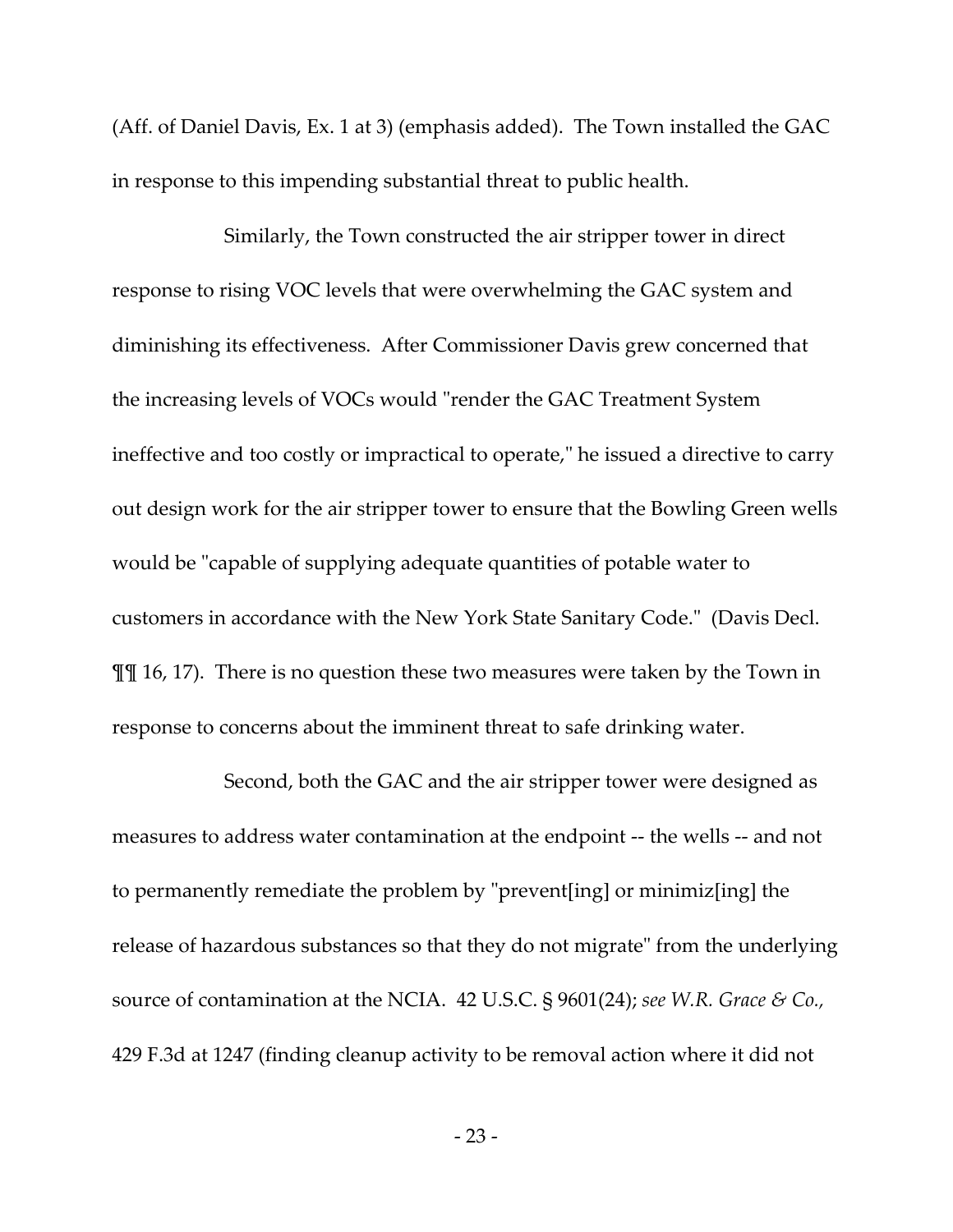(Aff. of Daniel Davis, Ex. 1 at 3) (emphasis added). The Town installed the GAC in response to this impending substantial threat to public health.

Similarly, the Town constructed the air stripper tower in direct response to rising VOC levels that were overwhelming the GAC system and diminishing its effectiveness. After Commissioner Davis grew concerned that the increasing levels of VOCs would "render the GAC Treatment System ineffective and too costly or impractical to operate," he issued a directive to carry out design work for the air stripper tower to ensure that the Bowling Green wells would be "capable of supplying adequate quantities of potable water to customers in accordance with the New York State Sanitary Code." (Davis Decl. ¶¶ 16, 17). There is no question these two measures were taken by the Town in response to concerns about the imminent threat to safe drinking water.

Second, both the GAC and the air stripper tower were designed as measures to address water contamination at the endpoint -- the wells -- and not to permanently remediate the problem by "prevent[ing] or minimiz[ing] the release of hazardous substances so that they do not migrate" from the underlying source of contamination at the NCIA. 42 U.S.C. § 9601(24); *see W.R. Grace & Co.*, 429 F.3d at 1247 (finding cleanup activity to be removal action where it did not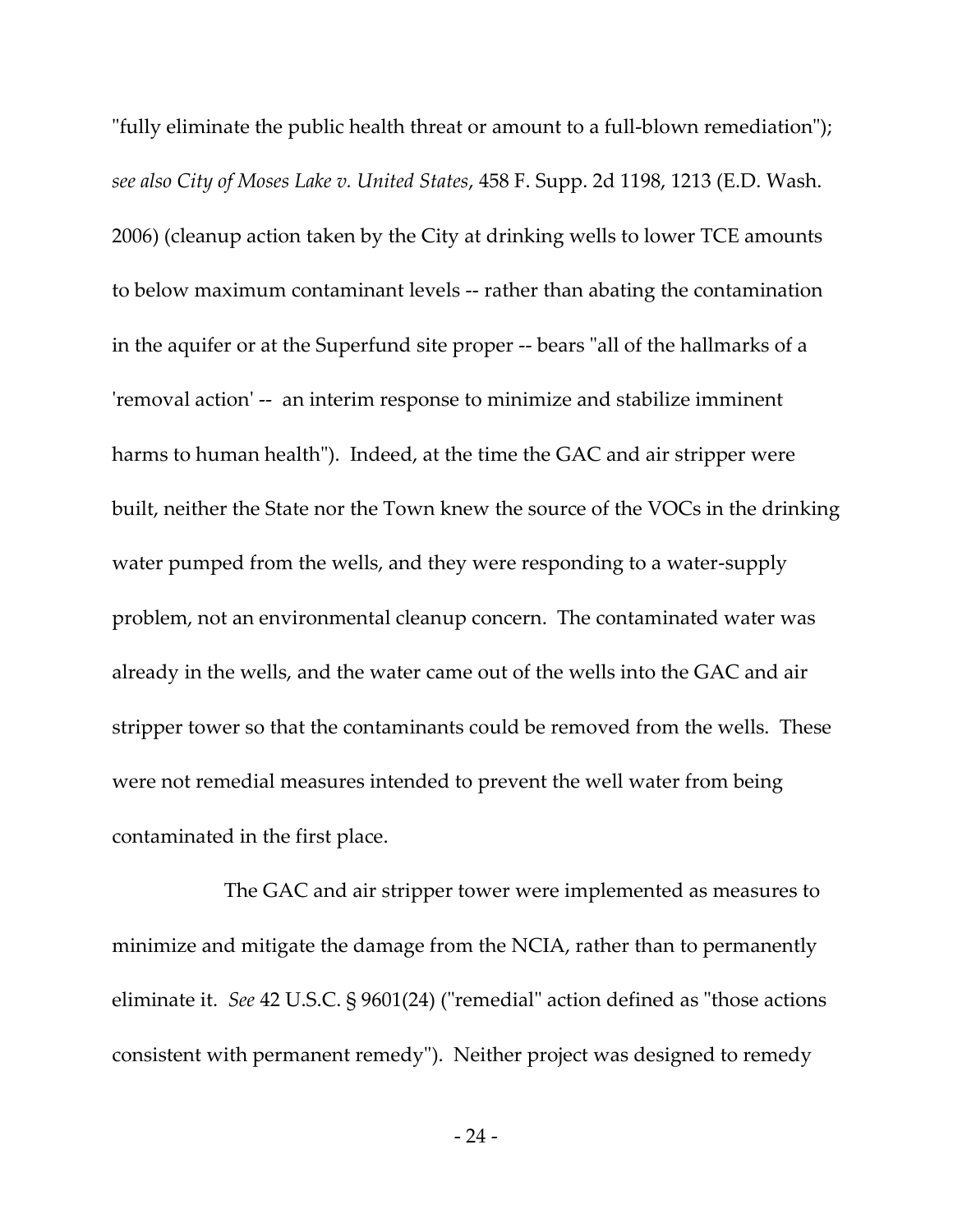"fully eliminate the public health threat or amount to a full-blown remediation"); *see also City of Moses Lake v. United States*, 458 F. Supp. 2d 1198, 1213 (E.D. Wash. 2006) (cleanup action taken by the City at drinking wells to lower TCE amounts to below maximum contaminant levels -- rather than abating the contamination in the aquifer or at the Superfund site proper -- bears "all of the hallmarks of a 'removal action' -- an interim response to minimize and stabilize imminent harms to human health"). Indeed, at the time the GAC and air stripper were built, neither the State nor the Town knew the source of the VOCs in the drinking water pumped from the wells, and they were responding to a water-supply problem, not an environmental cleanup concern. The contaminated water was already in the wells, and the water came out of the wells into the GAC and air stripper tower so that the contaminants could be removed from the wells. These were not remedial measures intended to prevent the well water from being contaminated in the first place.

The GAC and air stripper tower were implemented as measures to minimize and mitigate the damage from the NCIA, rather than to permanently eliminate it. *See* 42 U.S.C. § 9601(24) ("remedial" action defined as "those actions consistent with permanent remedy"). Neither project was designed to remedy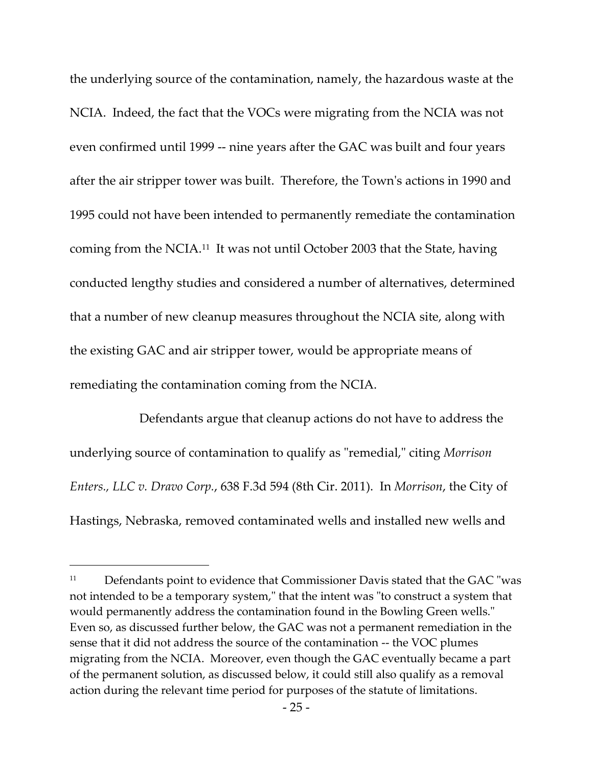the underlying source of the contamination, namely, the hazardous waste at the NCIA. Indeed, the fact that the VOCs were migrating from the NCIA was not even confirmed until 1999 -- nine years after the GAC was built and four years after the air stripper tower was built. Therefore, the Town's actions in 1990 and 1995 could not have been intended to permanently remediate the contamination coming from the NCIA.[11] It was not until October 2003 that the State, having conducted lengthy studies and considered a number of alternatives, determined that a number of new cleanup measures throughout the NCIA site, along with the existing GAC and air stripper tower, would be appropriate means of remediating the contamination coming from the NCIA.

Defendants argue that cleanup actions do not have to address the underlying source of contamination to qualify as "remedial," citing *Morrison Enters., LLC v. Dravo Corp.*, 638 F.3d 594 (8th Cir. 2011). In *Morrison*, the City of Hastings, Nebraska, removed contaminated wells and installed new wells and

---

[11] Defendants point to evidence that Commissioner Davis stated that the GAC "was not intended to be a temporary system," that the intent was "to construct a system that would permanently address the contamination found in the Bowling Green wells." Even so, as discussed further below, the GAC was not a permanent remediation in the sense that it did not address the source of the contamination -- the VOC plumes migrating from the NCIA. Moreover, even though the GAC eventually became a part of the permanent solution, as discussed below, it could still also qualify as a removal action during the relevant time period for purposes of the statute of limitations.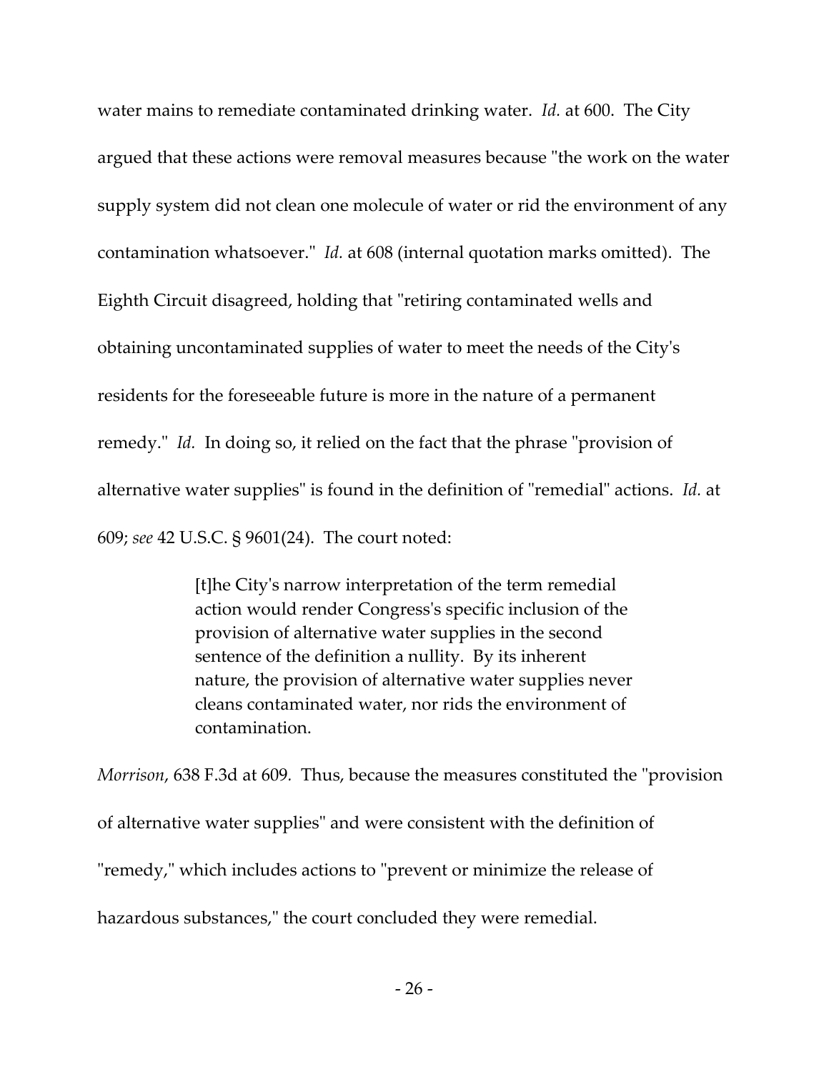water mains to remediate contaminated drinking water. *Id.* at 600. The City argued that these actions were removal measures because "the work on the water supply system did not clean one molecule of water or rid the environment of any contamination whatsoever." *Id.* at 608 (internal quotation marks omitted). The Eighth Circuit disagreed, holding that "retiring contaminated wells and obtaining uncontaminated supplies of water to meet the needs of the City's residents for the foreseeable future is more in the nature of a permanent remedy." *Id.* In doing so, it relied on the fact that the phrase "provision of alternative water supplies" is found in the definition of "remedial" actions. *Id.* at 609; *see* 42 U.S.C. § 9601(24). The court noted:

> [t]he City's narrow interpretation of the term remedial action would render Congress's specific inclusion of the provision of alternative water supplies in the second sentence of the definition a nullity. By its inherent nature, the provision of alternative water supplies never cleans contaminated water, nor rids the environment of contamination.

*Morrison*, 638 F.3d at 609. Thus, because the measures constituted the "provision of alternative water supplies" and were consistent with the definition of "remedy," which includes actions to "prevent or minimize the release of hazardous substances," the court concluded they were remedial.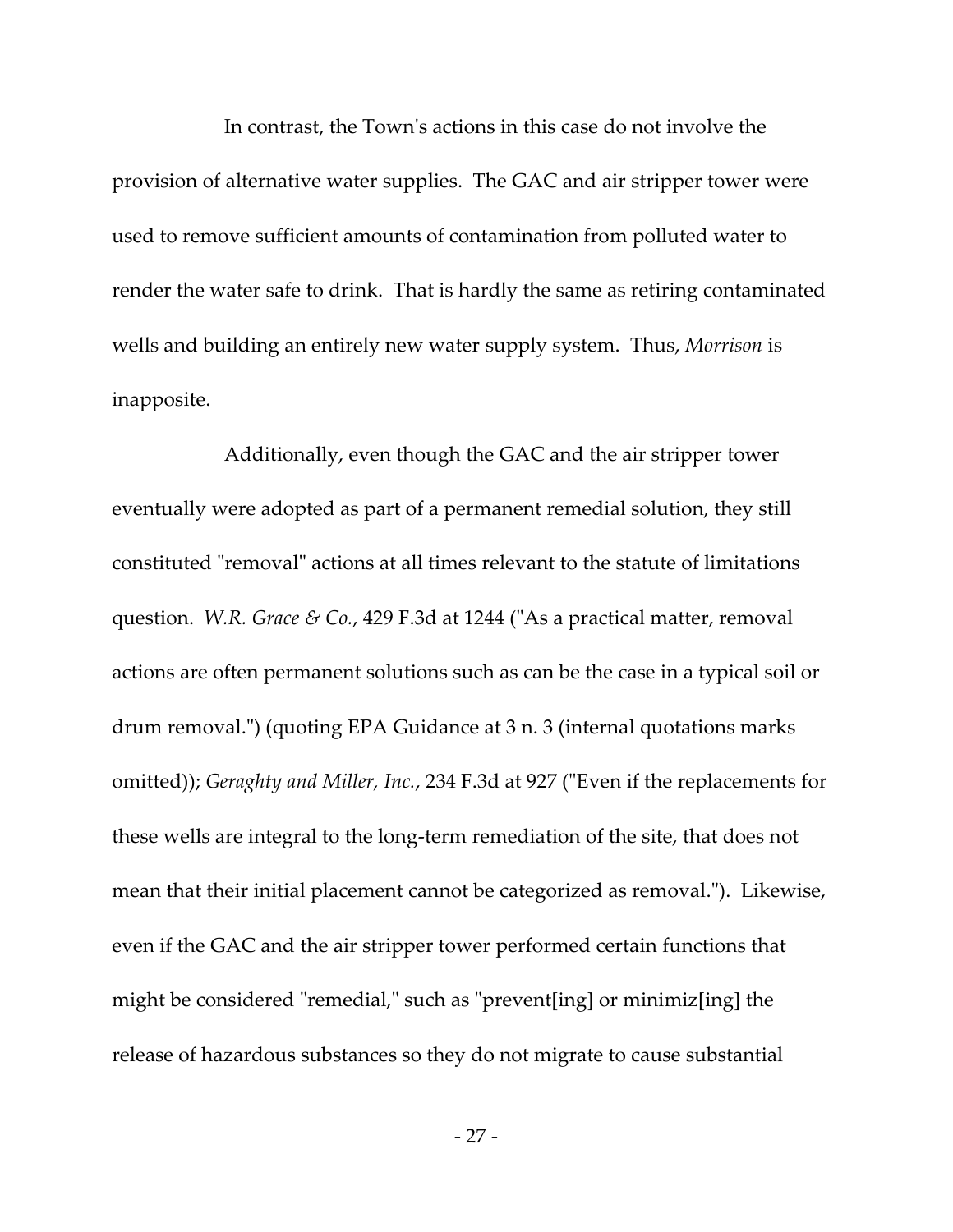In contrast, the Town's actions in this case do not involve the provision of alternative water supplies. The GAC and air stripper tower were used to remove sufficient amounts of contamination from polluted water to render the water safe to drink. That is hardly the same as retiring contaminated wells and building an entirely new water supply system. Thus, *Morrison* is inapposite.

Additionally, even though the GAC and the air stripper tower eventually were adopted as part of a permanent remedial solution, they still constituted "removal" actions at all times relevant to the statute of limitations question. *W.R. Grace & Co.*, 429 F.3d at 1244 ("As a practical matter, removal actions are often permanent solutions such as can be the case in a typical soil or drum removal.") (quoting EPA Guidance at 3 n. 3 (internal quotations marks omitted)); *Geraghty and Miller, Inc.*, 234 F.3d at 927 ("Even if the replacements for these wells are integral to the long-term remediation of the site, that does not mean that their initial placement cannot be categorized as removal."). Likewise, even if the GAC and the air stripper tower performed certain functions that might be considered "remedial," such as "prevent[ing] or minimiz[ing] the release of hazardous substances so they do not migrate to cause substantial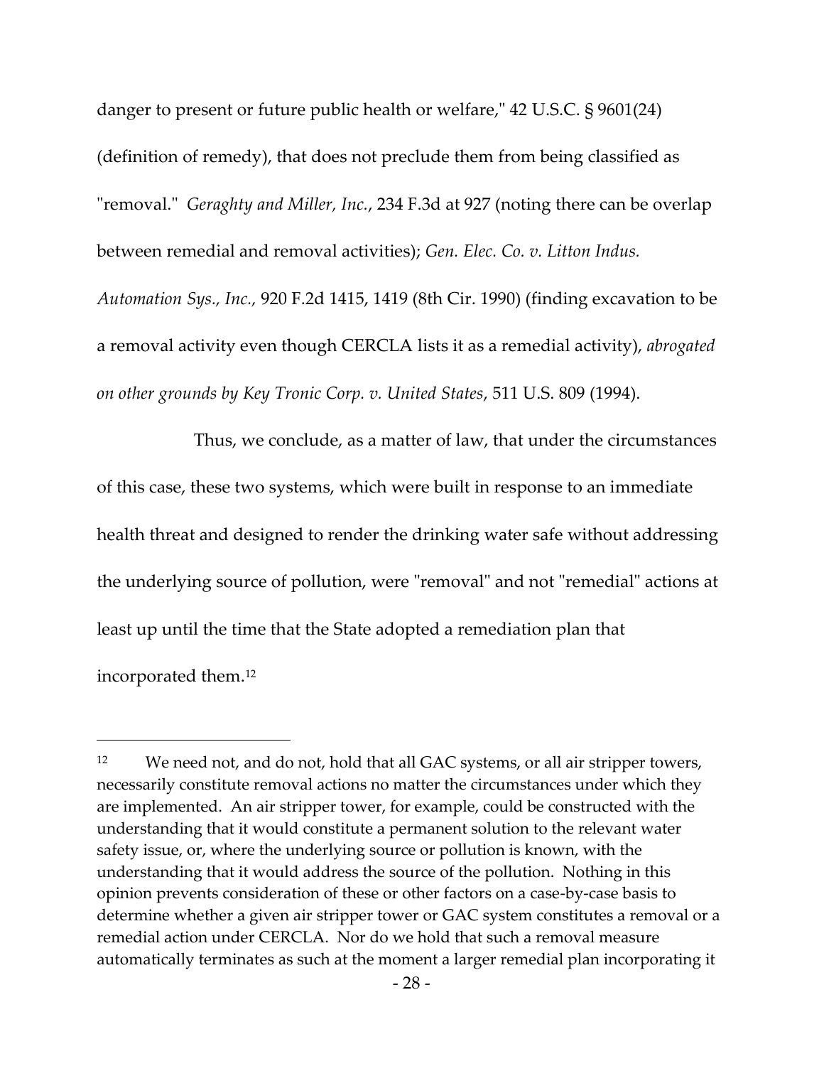danger to present or future public health or welfare," 42 U.S.C. § 9601(24) (definition of remedy), that does not preclude them from being classified as "removal." *Geraghty and Miller, Inc.*, 234 F.3d at 927 (noting there can be overlap between remedial and removal activities); *Gen. Elec. Co. v. Litton Indus. Automation Sys., Inc.,* 920 F.2d 1415, 1419 (8th Cir. 1990) (finding excavation to be a removal activity even though CERCLA lists it as a remedial activity), *abrogated on other grounds by Key Tronic Corp. v. United States*, 511 U.S. 809 (1994).

Thus, we conclude, as a matter of law, that under the circumstances of this case, these two systems, which were built in response to an immediate health threat and designed to render the drinking water safe without addressing the underlying source of pollution, were "removal" and not "remedial" actions at least up until the time that the State adopted a remediation plan that incorporated them.[12]

---

[12] We need not, and do not, hold that all GAC systems, or all air stripper towers, necessarily constitute removal actions no matter the circumstances under which they are implemented. An air stripper tower, for example, could be constructed with the understanding that it would constitute a permanent solution to the relevant water safety issue, or, where the underlying source or pollution is known, with the understanding that it would address the source of the pollution. Nothing in this opinion prevents consideration of these or other factors on a case-by-case basis to determine whether a given air stripper tower or GAC system constitutes a removal or a remedial action under CERCLA. Nor do we hold that such a removal measure automatically terminates as such at the moment a larger remedial plan incorporating it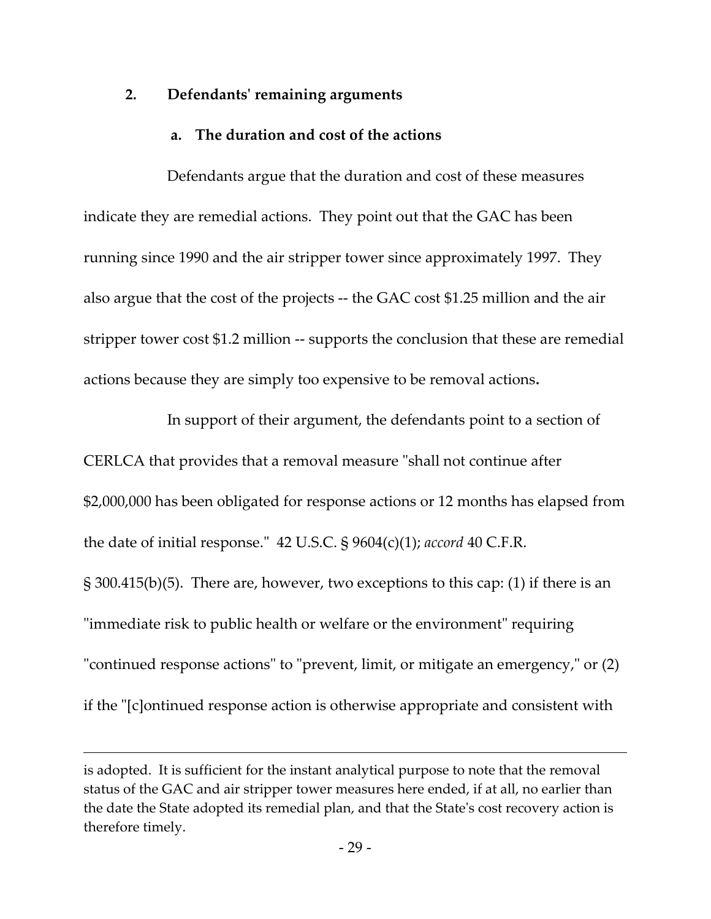### 2. Defendants' remaining arguments

#### a. The duration and cost of the actions

Defendants argue that the duration and cost of these measures indicate they are remedial actions. They point out that the GAC has been running since 1990 and the air stripper tower since approximately 1997. They also argue that the cost of the projects -- the GAC cost $1.25 million and the air stripper tower cost $1.2 million -- supports the conclusion that these are remedial actions because they are simply too expensive to be removal actions**.**

In support of their argument, the defendants point to a section of CERLCA that provides that a removal measure "shall not continue after $2,000,000 has been obligated for response actions or 12 months has elapsed from the date of initial response." 42 U.S.C. § 9604(c)(1); *accord* 40 C.F.R. § 300.415(b)(5). There are, however, two exceptions to this cap: (1) if there is an "immediate risk to public health or welfare or the environment" requiring "continued response actions" to "prevent, limit, or mitigate an emergency," or (2) if the "[c]ontinued response action is otherwise appropriate and consistent with

---

is adopted. It is sufficient for the instant analytical purpose to note that the removal status of the GAC and air stripper tower measures here ended, if at all, no earlier than the date the State adopted its remedial plan, and that the State's cost recovery action is therefore timely.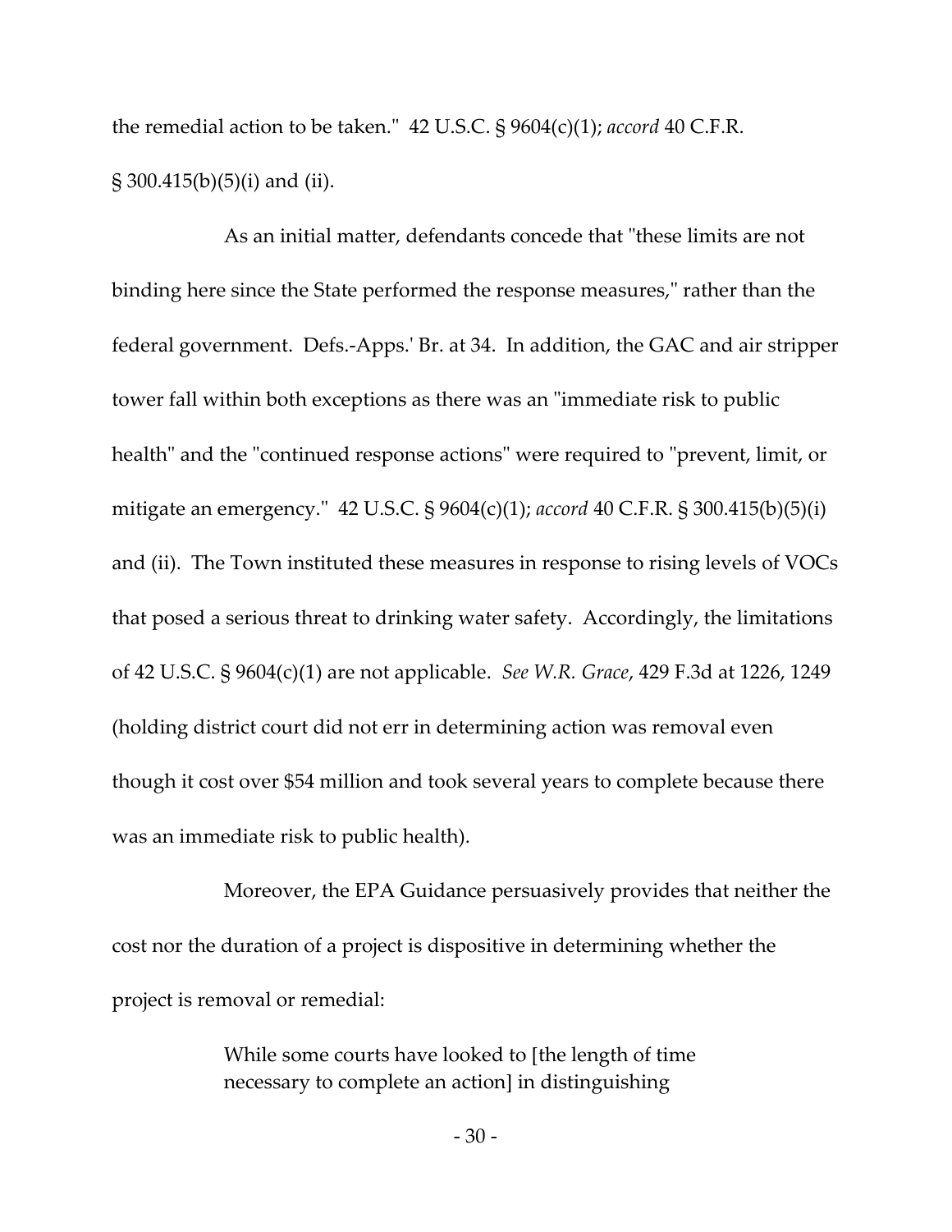the remedial action to be taken." 42 U.S.C. § 9604(c)(1); *accord* 40 C.F.R. § 300.415(b)(5)(i) and (ii).

As an initial matter, defendants concede that "these limits are not binding here since the State performed the response measures," rather than the federal government. Defs.-Apps.' Br. at 34. In addition, the GAC and air stripper tower fall within both exceptions as there was an "immediate risk to public health" and the "continued response actions" were required to "prevent, limit, or mitigate an emergency." 42 U.S.C. § 9604(c)(1); *accord* 40 C.F.R. § 300.415(b)(5)(i) and (ii). The Town instituted these measures in response to rising levels of VOCs that posed a serious threat to drinking water safety. Accordingly, the limitations of 42 U.S.C. § 9604(c)(1) are not applicable. *See W.R. Grace*, 429 F.3d at 1226, 1249 (holding district court did not err in determining action was removal even though it cost over $54 million and took several years to complete because there was an immediate risk to public health).

Moreover, the EPA Guidance persuasively provides that neither the cost nor the duration of a project is dispositive in determining whether the project is removal or remedial:

> While some courts have looked to [the length of time necessary to complete an action] in distinguishing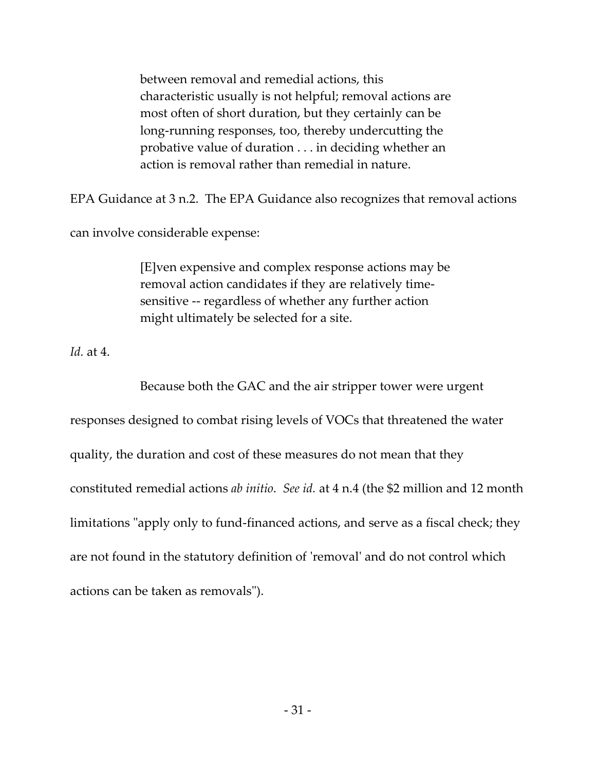> between removal and remedial actions, this characteristic usually is not helpful; removal actions are most often of short duration, but they certainly can be long-running responses, too, thereby undercutting the probative value of duration . . . in deciding whether an action is removal rather than remedial in nature.

EPA Guidance at 3 n.2. The EPA Guidance also recognizes that removal actions can involve considerable expense:

> [E]ven expensive and complex response actions may be removal action candidates if they are relatively time-sensitive -- regardless of whether any further action might ultimately be selected for a site.

*Id.* at 4.

Because both the GAC and the air stripper tower were urgent responses designed to combat rising levels of VOCs that threatened the water quality, the duration and cost of these measures do not mean that they constituted remedial actions *ab initio*. *See id.* at 4 n.4 (the $2 million and 12 month limitations "apply only to fund-financed actions, and serve as a fiscal check; they are not found in the statutory definition of 'removal' and do not control which actions can be taken as removals").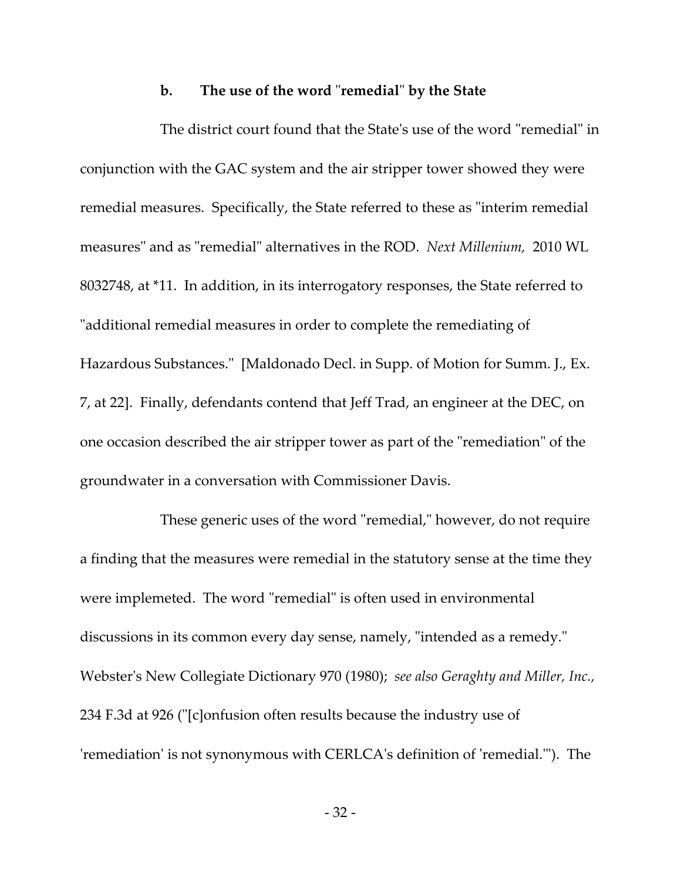**b. The use of the word "remedial" by the State**

The district court found that the State's use of the word "remedial" in conjunction with the GAC system and the air stripper tower showed they were remedial measures. Specifically, the State referred to these as "interim remedial measures" and as "remedial" alternatives in the ROD. *Next Millenium,* 2010 WL 8032748, at *11. In addition, in its interrogatory responses, the State referred to "additional remedial measures in order to complete the remediating of Hazardous Substances." [Maldonado Decl. in Supp. of Motion for Summ. J., Ex. 7, at 22]. Finally, defendants contend that Jeff Trad, an engineer at the DEC, on one occasion described the air stripper tower as part of the "remediation" of the groundwater in a conversation with Commissioner Davis.

These generic uses of the word "remedial," however, do not require a finding that the measures were remedial in the statutory sense at the time they were implemeted. The word "remedial" is often used in environmental discussions in its common every day sense, namely, "intended as a remedy." Webster's New Collegiate Dictionary 970 (1980); *see also Geraghty and Miller, Inc.*, 234 F.3d at 926 ("[c]onfusion often results because the industry use of 'remediation' is not synonymous with CERLCA's definition of 'remedial.'"). The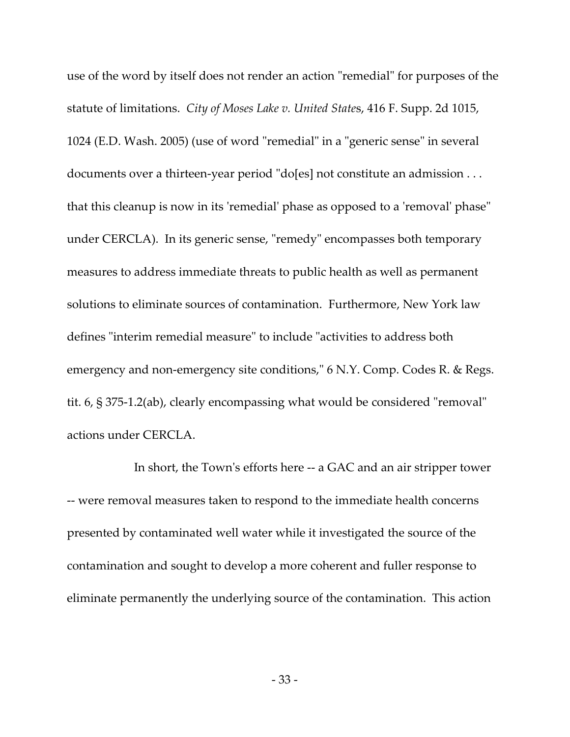use of the word by itself does not render an action "remedial" for purposes of the statute of limitations. *City of Moses Lake v. United States*, 416 F. Supp. 2d 1015, 1024 (E.D. Wash. 2005) (use of word "remedial" in a "generic sense" in several documents over a thirteen-year period "do[es] not constitute an admission . . . that this cleanup is now in its 'remedial' phase as opposed to a 'removal' phase" under CERCLA). In its generic sense, "remedy" encompasses both temporary measures to address immediate threats to public health as well as permanent solutions to eliminate sources of contamination. Furthermore, New York law defines "interim remedial measure" to include "activities to address both emergency and non-emergency site conditions," 6 N.Y. Comp. Codes R. & Regs. tit. 6, § 375-1.2(ab), clearly encompassing what would be considered "removal" actions under CERCLA.

In short, the Town's efforts here -- a GAC and an air stripper tower -- were removal measures taken to respond to the immediate health concerns presented by contaminated well water while it investigated the source of the contamination and sought to develop a more coherent and fuller response to eliminate permanently the underlying source of the contamination. This action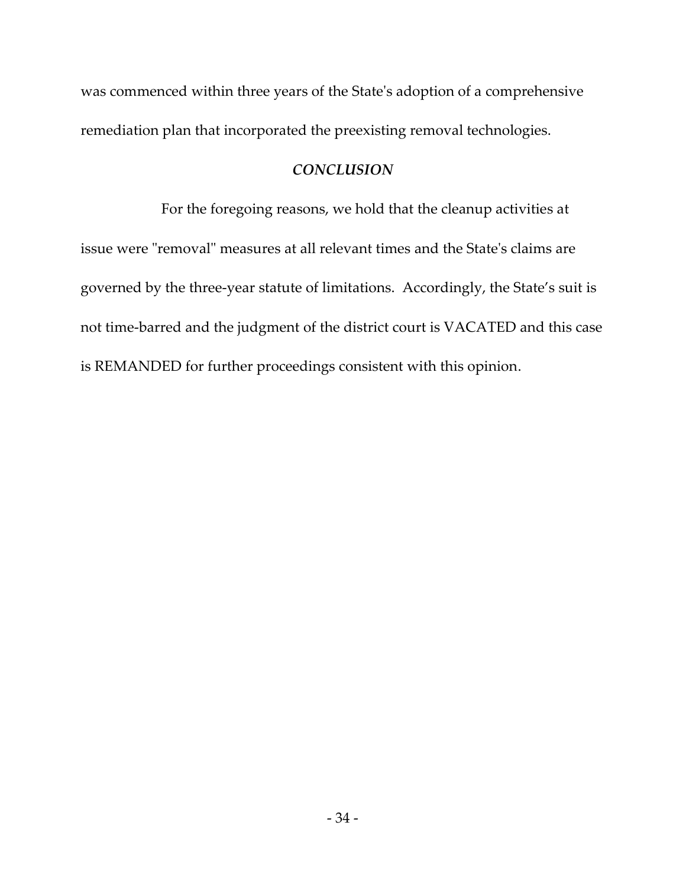was commenced within three years of the State's adoption of a comprehensive remediation plan that incorporated the preexisting removal technologies.

## *CONCLUSION*

For the foregoing reasons, we hold that the cleanup activities at issue were "removal" measures at all relevant times and the State's claims are governed by the three-year statute of limitations. Accordingly, the State's suit is not time-barred and the judgment of the district court is VACATED and this case is REMANDED for further proceedings consistent with this opinion.